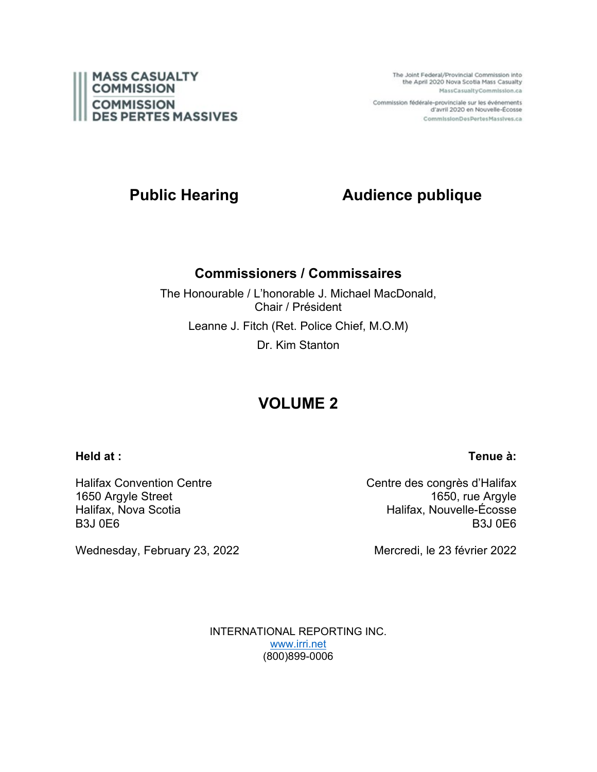**MASS CASUALTY COMMISSION**
**COMMISSION DES PERTES MASSIVES**

The Joint Federal/Provincial Commission into the April 2020 Nova Scotia Mass Casualty
MassCasualtyCommission.ca

Commission fédérale-provinciale sur les événements d'avril 2020 en Nouvelle-Écosse
CommissionDesPertesMassives.ca

# Public Hearing / Audience publique

## Commissioners / Commissaires

The Honourable / L'honorable J. Michael MacDonald, Chair / Président

Leanne J. Fitch (Ret. Police Chief, M.O.M)

Dr. Kim Stanton

# VOLUME 2

**Held at :**

Halifax Convention Centre
1650 Argyle Street
Halifax, Nova Scotia
B3J 0E6

Wednesday, February 23, 2022

**Tenue à:**

Centre des congrès d'Halifax
1650, rue Argyle
Halifax, Nouvelle-Écosse
B3J 0E6

Mercredi, le 23 février 2022

INTERNATIONAL REPORTING INC.
www.irri.net
(800)899-0006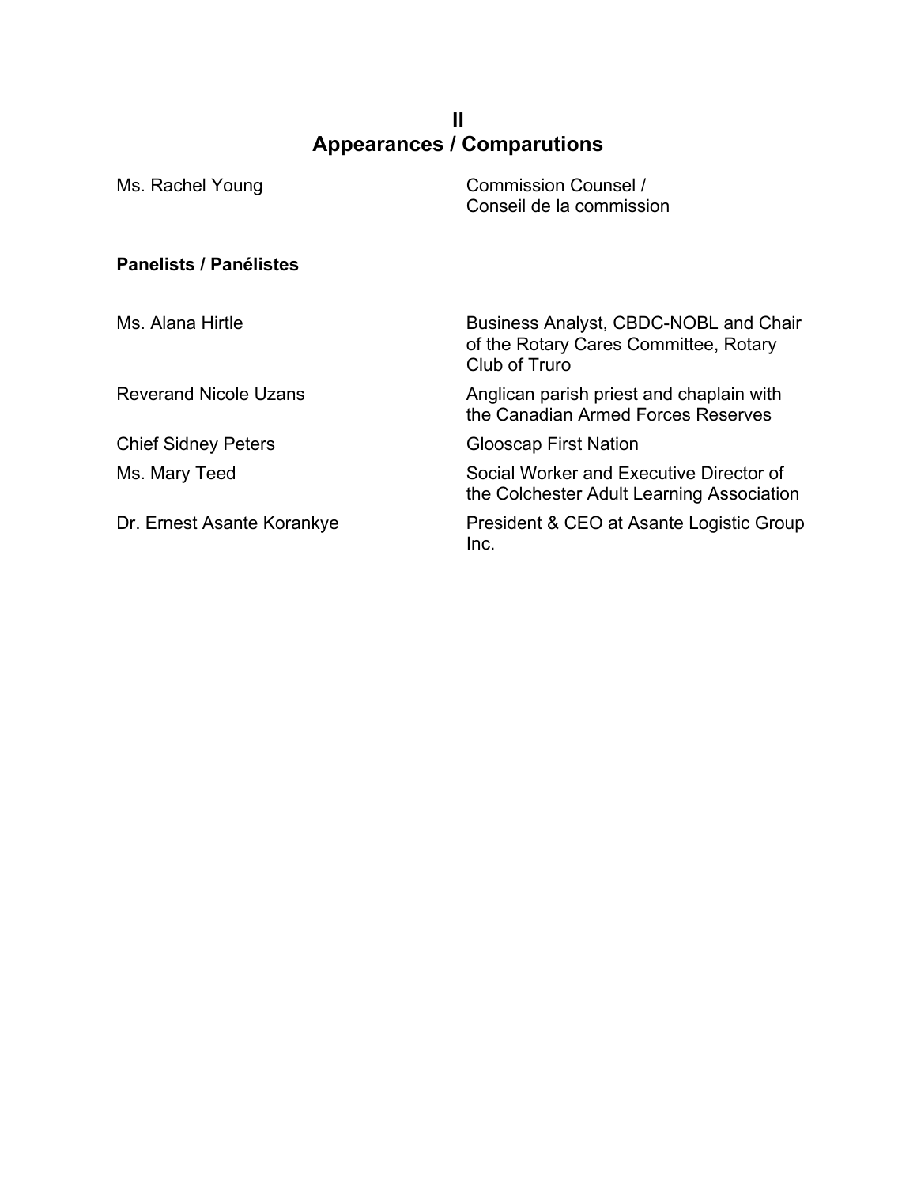# II
# Appearances / Comparutions

| | |
|---|---|
| Ms. Rachel Young | Commission Counsel / Conseil de la commission |

**Panelists / Panélistes**

| | |
|---|---|
| Ms. Alana Hirtle | Business Analyst, CBDC-NOBL and Chair of the Rotary Cares Committee, Rotary Club of Truro |
| Reverand Nicole Uzans | Anglican parish priest and chaplain with the Canadian Armed Forces Reserves |
| Chief Sidney Peters | Glooscap First Nation |
| Ms. Mary Teed | Social Worker and Executive Director of the Colchester Adult Learning Association |
| Dr. Ernest Asante Korankye | President & CEO at Asante Logistic Group Inc. |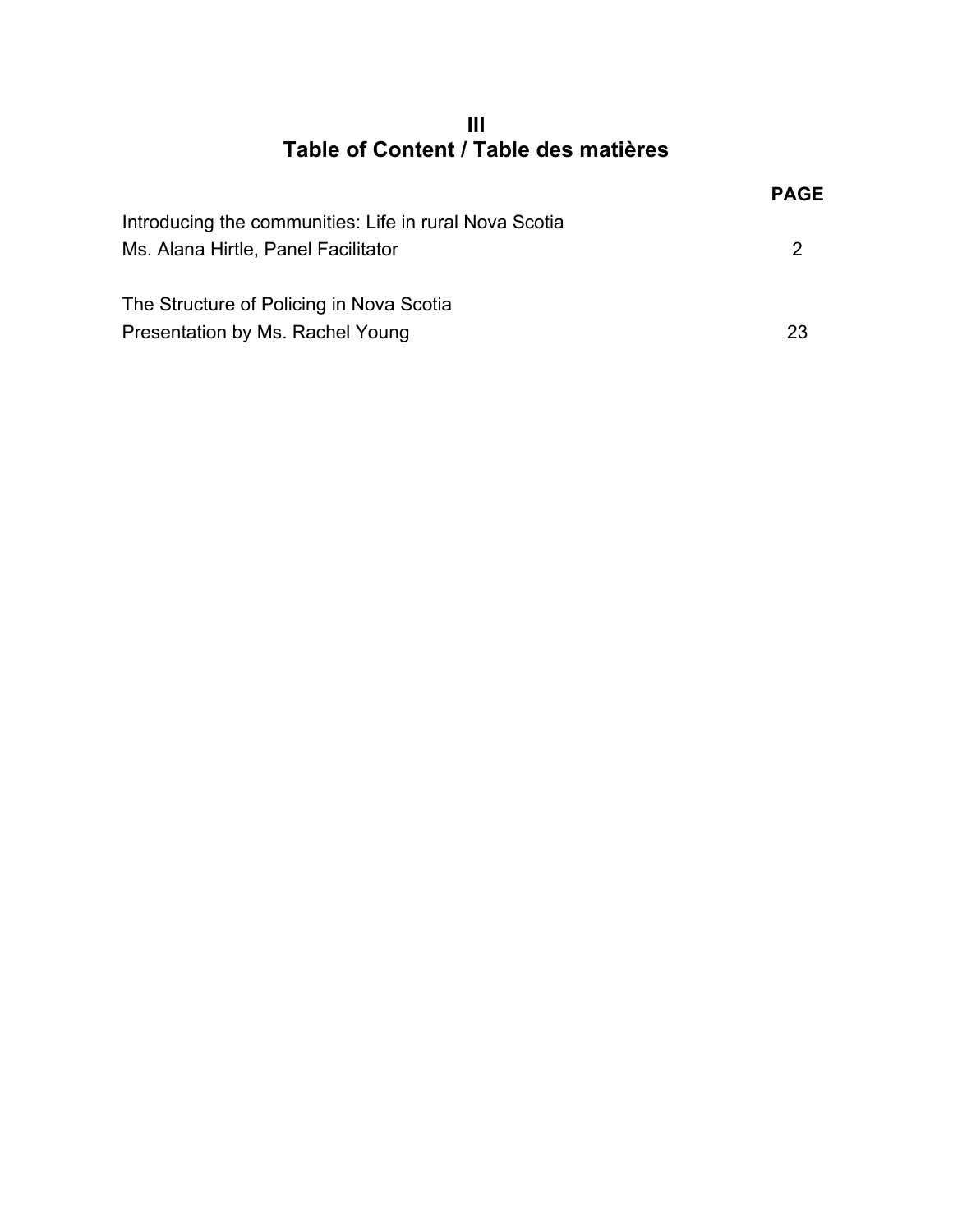III

# Table of Content / Table des matières

| | PAGE |
| --- | --- |
| Introducing the communities: Life in rural Nova Scotia<br>Ms. Alana Hirtle, Panel Facilitator | 2 |
| The Structure of Policing in Nova Scotia<br>Presentation by Ms. Rachel Young | 23 |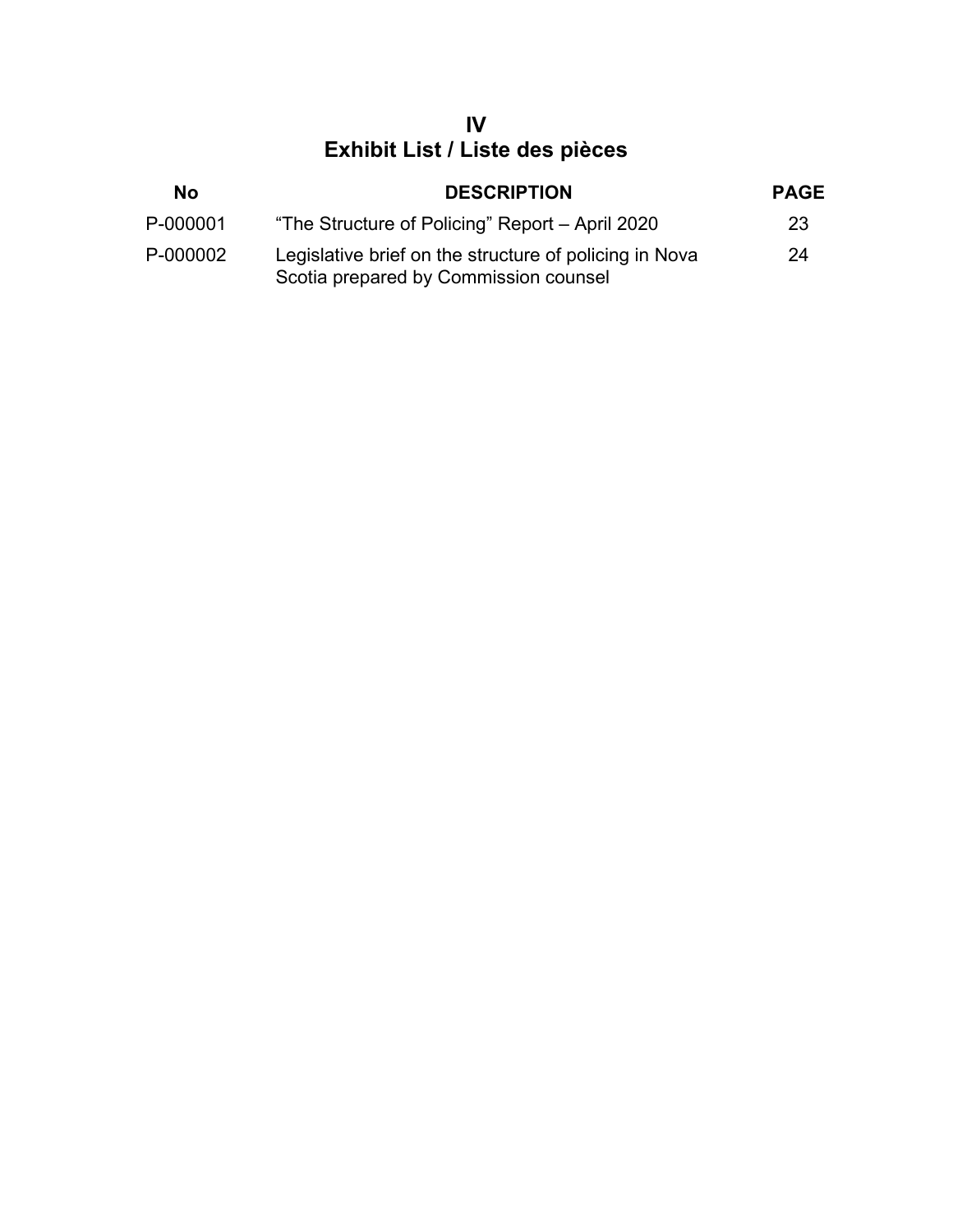# IV
# Exhibit List / Liste des pièces

| No | DESCRIPTION | PAGE |
|---|---|---|
| P-000001 | "The Structure of Policing" Report – April 2020 | 23 |
| P-000002 | Legislative brief on the structure of policing in Nova Scotia prepared by Commission counsel | 24 |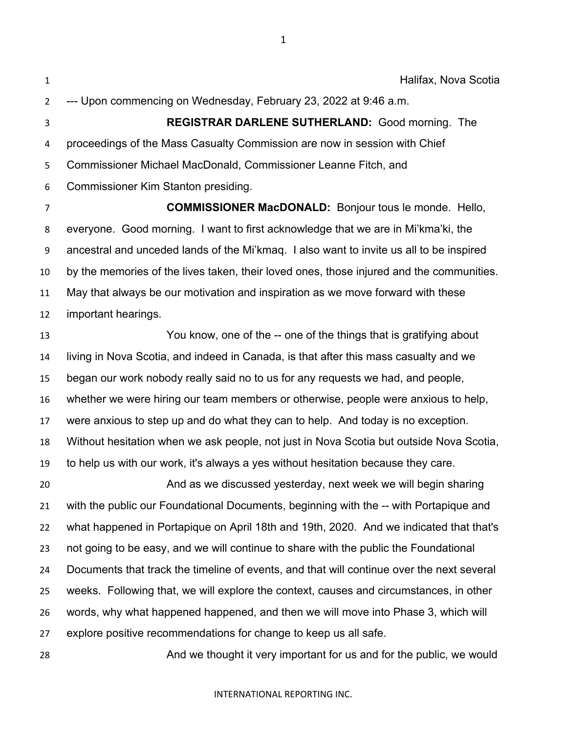Halifax, Nova Scotia

--- Upon commencing on Wednesday, February 23, 2022 at 9:46 a.m.

**REGISTRAR DARLENE SUTHERLAND:** Good morning. The proceedings of the Mass Casualty Commission are now in session with Chief Commissioner Michael MacDonald, Commissioner Leanne Fitch, and Commissioner Kim Stanton presiding.

**COMMISSIONER MacDONALD:** Bonjour tous le monde. Hello, everyone. Good morning. I want to first acknowledge that we are in Mi'kma'ki, the ancestral and unceded lands of the Mi'kmaq. I also want to invite us all to be inspired by the memories of the lives taken, their loved ones, those injured and the communities. May that always be our motivation and inspiration as we move forward with these important hearings.

You know, one of the -- one of the things that is gratifying about living in Nova Scotia, and indeed in Canada, is that after this mass casualty and we began our work nobody really said no to us for any requests we had, and people, whether we were hiring our team members or otherwise, people were anxious to help, were anxious to step up and do what they can to help. And today is no exception. Without hesitation when we ask people, not just in Nova Scotia but outside Nova Scotia, to help us with our work, it's always a yes without hesitation because they care.

And as we discussed yesterday, next week we will begin sharing with the public our Foundational Documents, beginning with the -- with Portapique and what happened in Portapique on April 18th and 19th, 2020. And we indicated that that's not going to be easy, and we will continue to share with the public the Foundational Documents that track the timeline of events, and that will continue over the next several weeks. Following that, we will explore the context, causes and circumstances, in other words, why what happened happened, and then we will move into Phase 3, which will explore positive recommendations for change to keep us all safe.

And we thought it very important for us and for the public, we would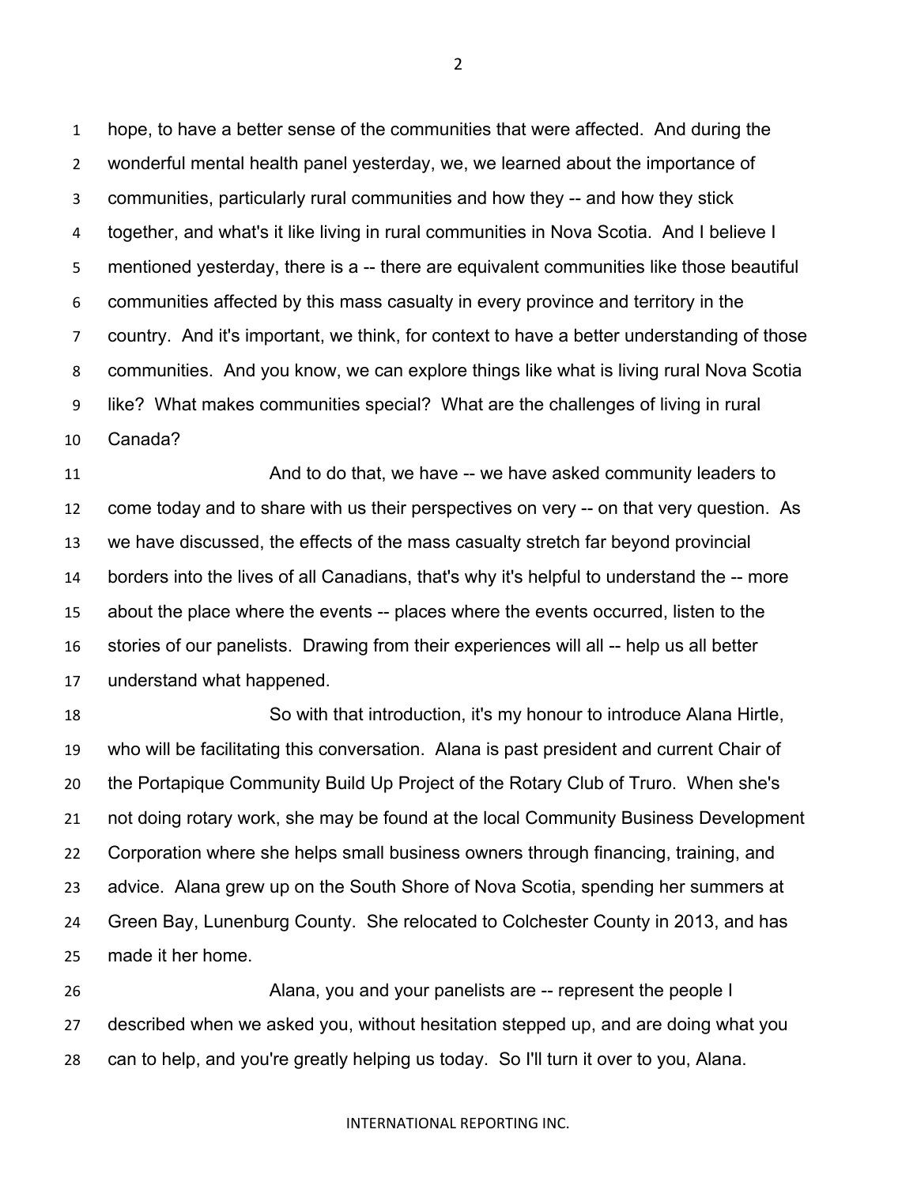hope, to have a better sense of the communities that were affected. And during the wonderful mental health panel yesterday, we, we learned about the importance of communities, particularly rural communities and how they -- and how they stick together, and what's it like living in rural communities in Nova Scotia. And I believe I mentioned yesterday, there is a -- there are equivalent communities like those beautiful communities affected by this mass casualty in every province and territory in the country. And it's important, we think, for context to have a better understanding of those communities. And you know, we can explore things like what is living rural Nova Scotia like? What makes communities special? What are the challenges of living in rural Canada?

And to do that, we have -- we have asked community leaders to come today and to share with us their perspectives on very -- on that very question. As we have discussed, the effects of the mass casualty stretch far beyond provincial borders into the lives of all Canadians, that's why it's helpful to understand the -- more about the place where the events -- places where the events occurred, listen to the stories of our panelists. Drawing from their experiences will all -- help us all better understand what happened.

So with that introduction, it's my honour to introduce Alana Hirtle, who will be facilitating this conversation. Alana is past president and current Chair of the Portapique Community Build Up Project of the Rotary Club of Truro. When she's not doing rotary work, she may be found at the local Community Business Development Corporation where she helps small business owners through financing, training, and advice. Alana grew up on the South Shore of Nova Scotia, spending her summers at Green Bay, Lunenburg County. She relocated to Colchester County in 2013, and has made it her home.

Alana, you and your panelists are -- represent the people I described when we asked you, without hesitation stepped up, and are doing what you can to help, and you're greatly helping us today. So I'll turn it over to you, Alana.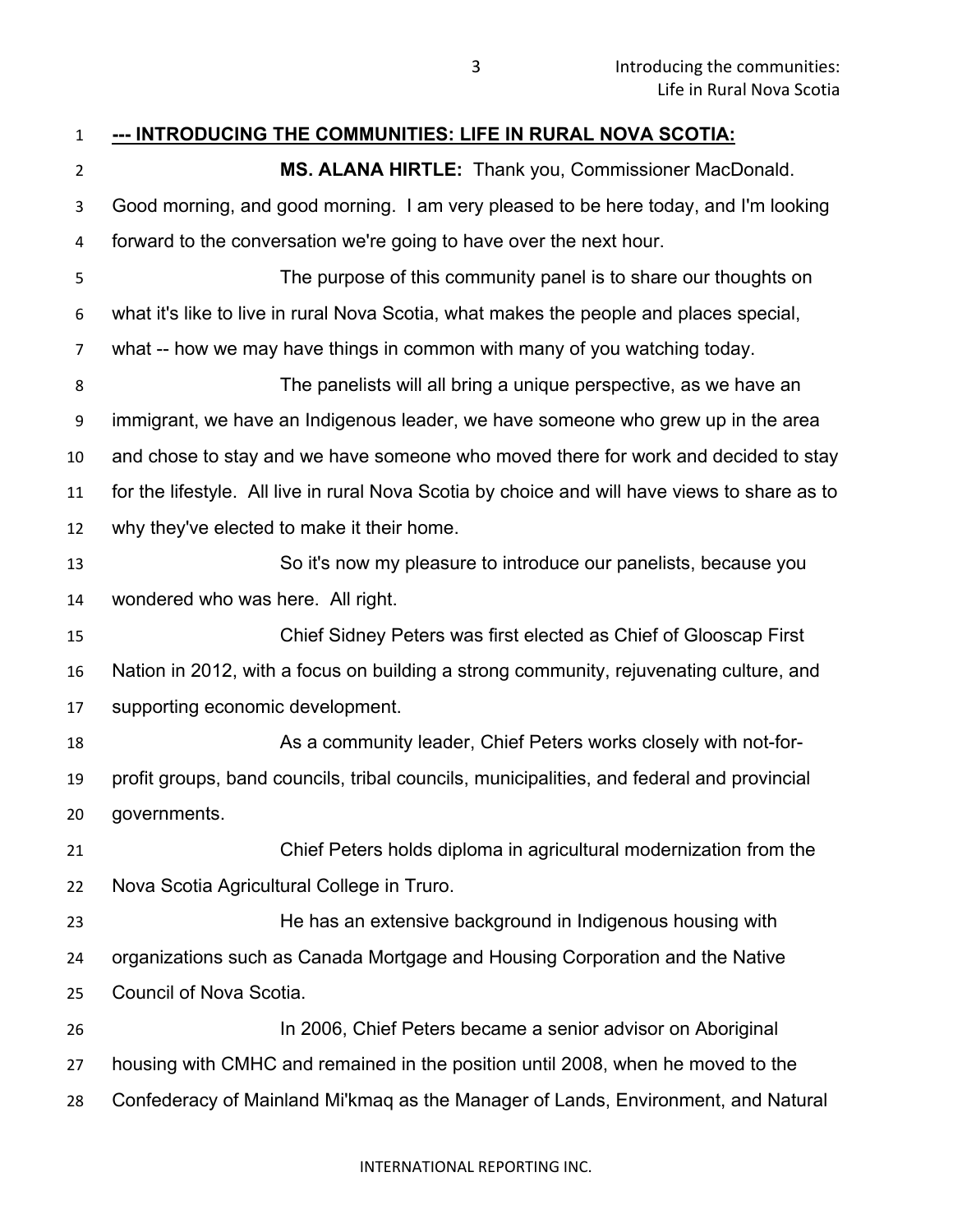**--- INTRODUCING THE COMMUNITIES: LIFE IN RURAL NOVA SCOTIA:**

**MS. ALANA HIRTLE:** Thank you, Commissioner MacDonald. Good morning, and good morning. I am very pleased to be here today, and I'm looking forward to the conversation we're going to have over the next hour.

The purpose of this community panel is to share our thoughts on what it's like to live in rural Nova Scotia, what makes the people and places special, what -- how we may have things in common with many of you watching today.

The panelists will all bring a unique perspective, as we have an immigrant, we have an Indigenous leader, we have someone who grew up in the area and chose to stay and we have someone who moved there for work and decided to stay for the lifestyle. All live in rural Nova Scotia by choice and will have views to share as to why they've elected to make it their home.

So it's now my pleasure to introduce our panelists, because you wondered who was here. All right.

Chief Sidney Peters was first elected as Chief of Glooscap First Nation in 2012, with a focus on building a strong community, rejuvenating culture, and supporting economic development.

As a community leader, Chief Peters works closely with not-for-profit groups, band councils, tribal councils, municipalities, and federal and provincial governments.

Chief Peters holds diploma in agricultural modernization from the Nova Scotia Agricultural College in Truro.

He has an extensive background in Indigenous housing with organizations such as Canada Mortgage and Housing Corporation and the Native Council of Nova Scotia.

In 2006, Chief Peters became a senior advisor on Aboriginal housing with CMHC and remained in the position until 2008, when he moved to the Confederacy of Mainland Mi'kmaq as the Manager of Lands, Environment, and Natural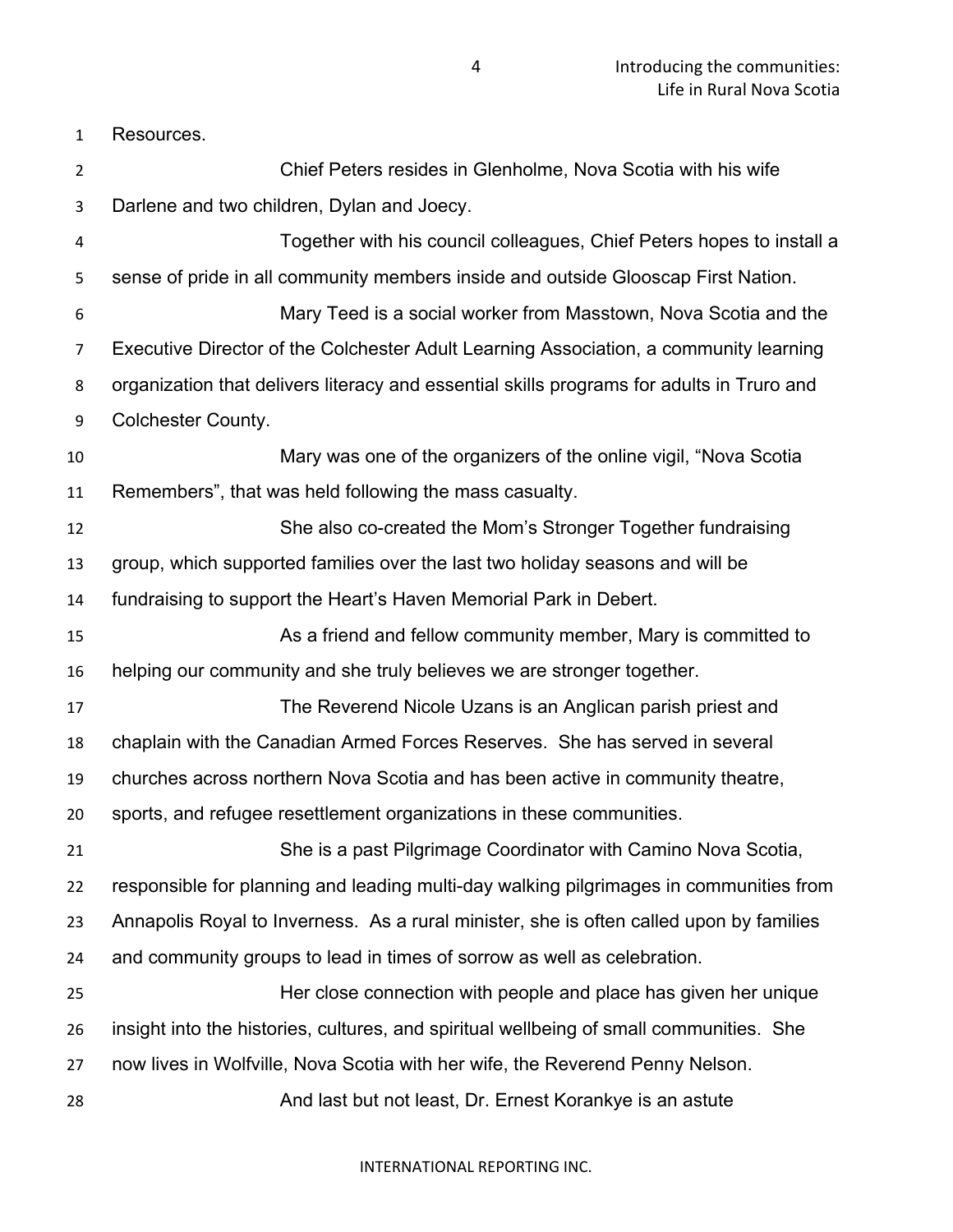Resources.

Chief Peters resides in Glenholme, Nova Scotia with his wife Darlene and two children, Dylan and Joecy.

Together with his council colleagues, Chief Peters hopes to install a sense of pride in all community members inside and outside Glooscap First Nation.

Mary Teed is a social worker from Masstown, Nova Scotia and the Executive Director of the Colchester Adult Learning Association, a community learning organization that delivers literacy and essential skills programs for adults in Truro and Colchester County.

Mary was one of the organizers of the online vigil, "Nova Scotia Remembers", that was held following the mass casualty.

She also co-created the Mom's Stronger Together fundraising group, which supported families over the last two holiday seasons and will be fundraising to support the Heart's Haven Memorial Park in Debert.

As a friend and fellow community member, Mary is committed to helping our community and she truly believes we are stronger together.

The Reverend Nicole Uzans is an Anglican parish priest and chaplain with the Canadian Armed Forces Reserves. She has served in several churches across northern Nova Scotia and has been active in community theatre, sports, and refugee resettlement organizations in these communities.

She is a past Pilgrimage Coordinator with Camino Nova Scotia, responsible for planning and leading multi-day walking pilgrimages in communities from Annapolis Royal to Inverness. As a rural minister, she is often called upon by families and community groups to lead in times of sorrow as well as celebration.

Her close connection with people and place has given her unique insight into the histories, cultures, and spiritual wellbeing of small communities. She now lives in Wolfville, Nova Scotia with her wife, the Reverend Penny Nelson.

And last but not least, Dr. Ernest Korankye is an astute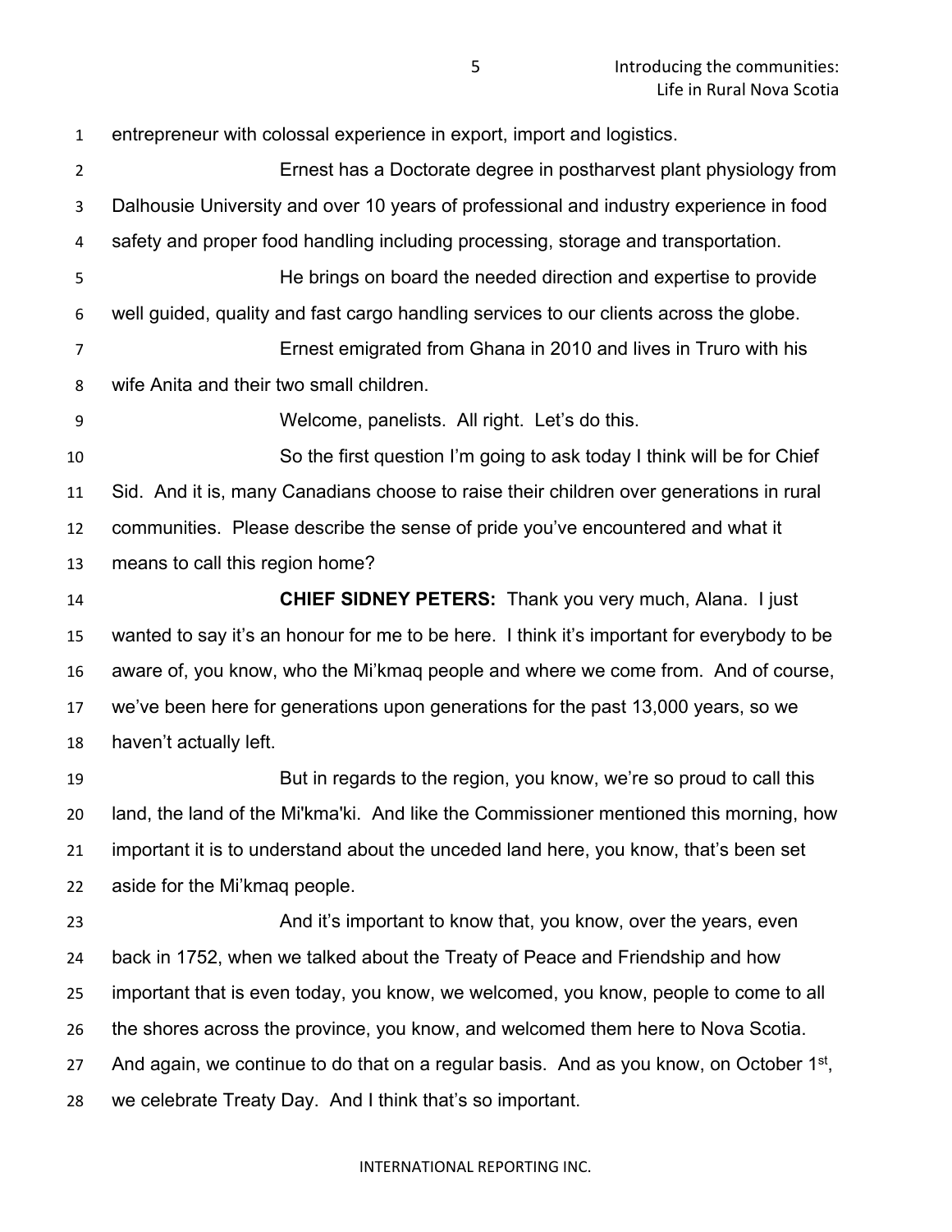entrepreneur with colossal experience in export, import and logistics.

Ernest has a Doctorate degree in postharvest plant physiology from Dalhousie University and over 10 years of professional and industry experience in food safety and proper food handling including processing, storage and transportation.

He brings on board the needed direction and expertise to provide well guided, quality and fast cargo handling services to our clients across the globe.

Ernest emigrated from Ghana in 2010 and lives in Truro with his wife Anita and their two small children.

Welcome, panelists. All right. Let's do this.

So the first question I'm going to ask today I think will be for Chief Sid. And it is, many Canadians choose to raise their children over generations in rural communities. Please describe the sense of pride you've encountered and what it means to call this region home?

**CHIEF SIDNEY PETERS:** Thank you very much, Alana. I just wanted to say it's an honour for me to be here. I think it's important for everybody to be aware of, you know, who the Mi'kmaq people and where we come from. And of course, we've been here for generations upon generations for the past 13,000 years, so we haven't actually left.

But in regards to the region, you know, we're so proud to call this land, the land of the Mi'kma'ki. And like the Commissioner mentioned this morning, how important it is to understand about the unceded land here, you know, that's been set aside for the Mi'kmaq people.

And it's important to know that, you know, over the years, even back in 1752, when we talked about the Treaty of Peace and Friendship and how important that is even today, you know, we welcomed, you know, people to come to all the shores across the province, you know, and welcomed them here to Nova Scotia. And again, we continue to do that on a regular basis. And as you know, on October 1st, we celebrate Treaty Day. And I think that's so important.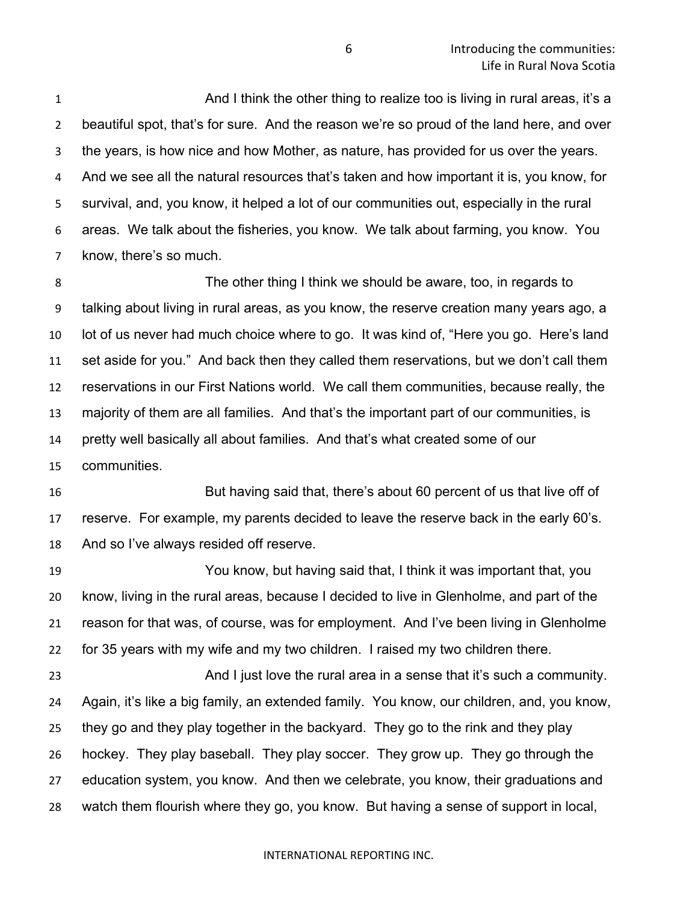And I think the other thing to realize too is living in rural areas, it's a beautiful spot, that's for sure. And the reason we're so proud of the land here, and over the years, is how nice and how Mother, as nature, has provided for us over the years. And we see all the natural resources that's taken and how important it is, you know, for survival, and, you know, it helped a lot of our communities out, especially in the rural areas. We talk about the fisheries, you know. We talk about farming, you know. You know, there's so much.

The other thing I think we should be aware, too, in regards to talking about living in rural areas, as you know, the reserve creation many years ago, a lot of us never had much choice where to go. It was kind of, "Here you go. Here's land set aside for you." And back then they called them reservations, but we don't call them reservations in our First Nations world. We call them communities, because really, the majority of them are all families. And that's the important part of our communities, is pretty well basically all about families. And that's what created some of our communities.

But having said that, there's about 60 percent of us that live off of reserve. For example, my parents decided to leave the reserve back in the early 60's. And so I've always resided off reserve.

You know, but having said that, I think it was important that, you know, living in the rural areas, because I decided to live in Glenholme, and part of the reason for that was, of course, was for employment. And I've been living in Glenholme for 35 years with my wife and my two children. I raised my two children there.

And I just love the rural area in a sense that it's such a community. Again, it's like a big family, an extended family. You know, our children, and, you know, they go and they play together in the backyard. They go to the rink and they play hockey. They play baseball. They play soccer. They grow up. They go through the education system, you know. And then we celebrate, you know, their graduations and watch them flourish where they go, you know. But having a sense of support in local,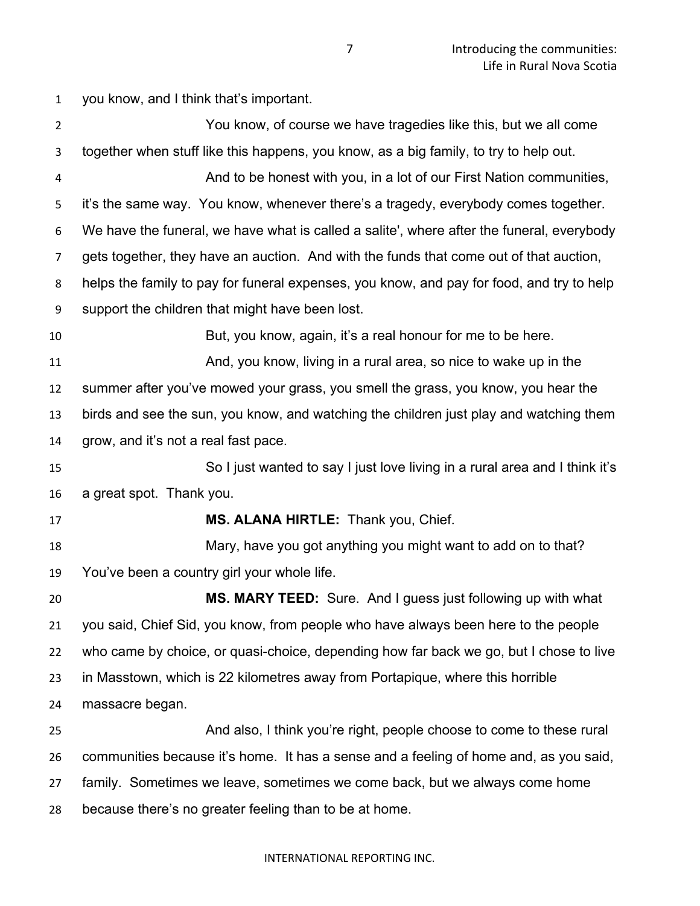you know, and I think that's important.

You know, of course we have tragedies like this, but we all come together when stuff like this happens, you know, as a big family, to try to help out.

And to be honest with you, in a lot of our First Nation communities, it's the same way. You know, whenever there's a tragedy, everybody comes together. We have the funeral, we have what is called a salite', where after the funeral, everybody gets together, they have an auction. And with the funds that come out of that auction, helps the family to pay for funeral expenses, you know, and pay for food, and try to help support the children that might have been lost.

But, you know, again, it's a real honour for me to be here.

And, you know, living in a rural area, so nice to wake up in the summer after you've mowed your grass, you smell the grass, you know, you hear the birds and see the sun, you know, and watching the children just play and watching them grow, and it's not a real fast pace.

So I just wanted to say I just love living in a rural area and I think it's a great spot. Thank you.

**MS. ALANA HIRTLE:** Thank you, Chief.

Mary, have you got anything you might want to add on to that? You've been a country girl your whole life.

**MS. MARY TEED:** Sure. And I guess just following up with what you said, Chief Sid, you know, from people who have always been here to the people who came by choice, or quasi-choice, depending how far back we go, but I chose to live in Masstown, which is 22 kilometres away from Portapique, where this horrible massacre began.

And also, I think you're right, people choose to come to these rural communities because it's home. It has a sense and a feeling of home and, as you said, family. Sometimes we leave, sometimes we come back, but we always come home because there's no greater feeling than to be at home.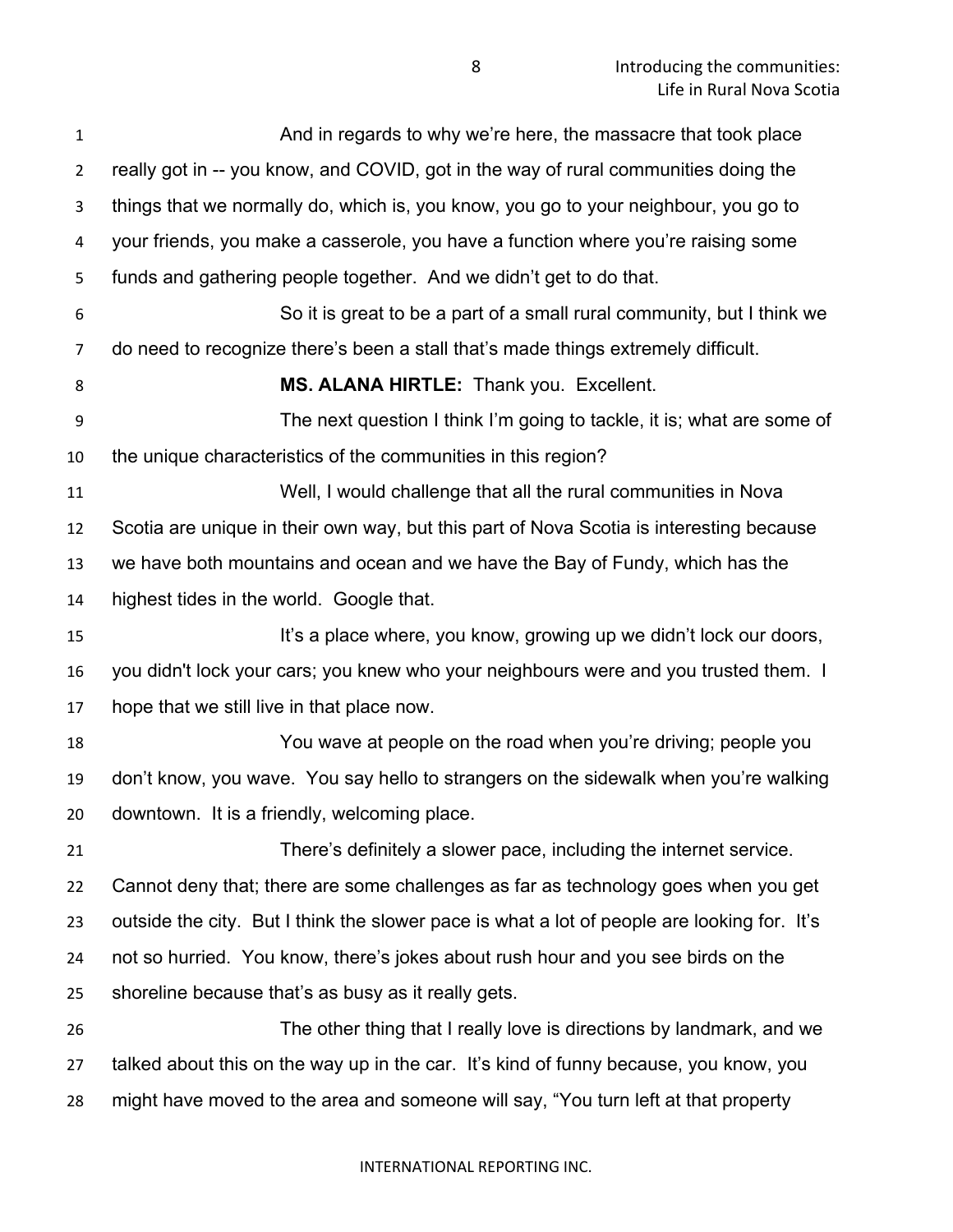And in regards to why we're here, the massacre that took place really got in -- you know, and COVID, got in the way of rural communities doing the things that we normally do, which is, you know, you go to your neighbour, you go to your friends, you make a casserole, you have a function where you're raising some funds and gathering people together. And we didn't get to do that.

So it is great to be a part of a small rural community, but I think we do need to recognize there's been a stall that's made things extremely difficult.

**MS. ALANA HIRTLE:** Thank you. Excellent.

The next question I think I'm going to tackle, it is; what are some of the unique characteristics of the communities in this region?

Well, I would challenge that all the rural communities in Nova Scotia are unique in their own way, but this part of Nova Scotia is interesting because we have both mountains and ocean and we have the Bay of Fundy, which has the highest tides in the world. Google that.

It's a place where, you know, growing up we didn't lock our doors, you didn't lock your cars; you knew who your neighbours were and you trusted them. I hope that we still live in that place now.

You wave at people on the road when you're driving; people you don't know, you wave. You say hello to strangers on the sidewalk when you're walking downtown. It is a friendly, welcoming place.

There's definitely a slower pace, including the internet service. Cannot deny that; there are some challenges as far as technology goes when you get outside the city. But I think the slower pace is what a lot of people are looking for. It's not so hurried. You know, there's jokes about rush hour and you see birds on the shoreline because that's as busy as it really gets.

The other thing that I really love is directions by landmark, and we talked about this on the way up in the car. It's kind of funny because, you know, you might have moved to the area and someone will say, "You turn left at that property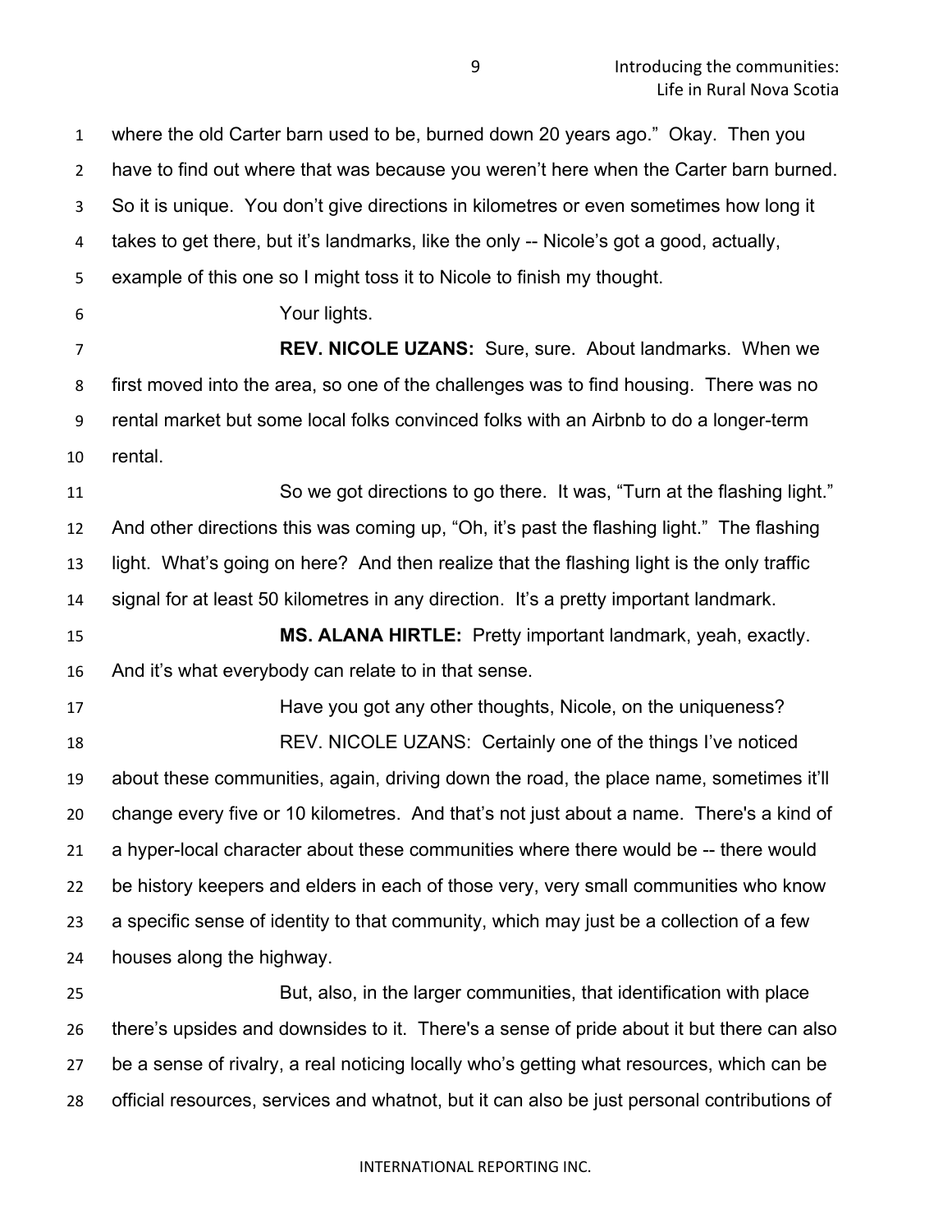where the old Carter barn used to be, burned down 20 years ago." Okay. Then you have to find out where that was because you weren't here when the Carter barn burned. So it is unique. You don't give directions in kilometres or even sometimes how long it takes to get there, but it's landmarks, like the only -- Nicole's got a good, actually, example of this one so I might toss it to Nicole to finish my thought.

Your lights.

**REV. NICOLE UZANS:** Sure, sure. About landmarks. When we first moved into the area, so one of the challenges was to find housing. There was no rental market but some local folks convinced folks with an Airbnb to do a longer-term rental.

So we got directions to go there. It was, "Turn at the flashing light." And other directions this was coming up, "Oh, it's past the flashing light." The flashing light. What's going on here? And then realize that the flashing light is the only traffic signal for at least 50 kilometres in any direction. It's a pretty important landmark.

**MS. ALANA HIRTLE:** Pretty important landmark, yeah, exactly. And it's what everybody can relate to in that sense.

Have you got any other thoughts, Nicole, on the uniqueness?

REV. NICOLE UZANS: Certainly one of the things I've noticed about these communities, again, driving down the road, the place name, sometimes it'll change every five or 10 kilometres. And that's not just about a name. There's a kind of a hyper-local character about these communities where there would be -- there would be history keepers and elders in each of those very, very small communities who know a specific sense of identity to that community, which may just be a collection of a few houses along the highway.

But, also, in the larger communities, that identification with place there's upsides and downsides to it. There's a sense of pride about it but there can also be a sense of rivalry, a real noticing locally who's getting what resources, which can be official resources, services and whatnot, but it can also be just personal contributions of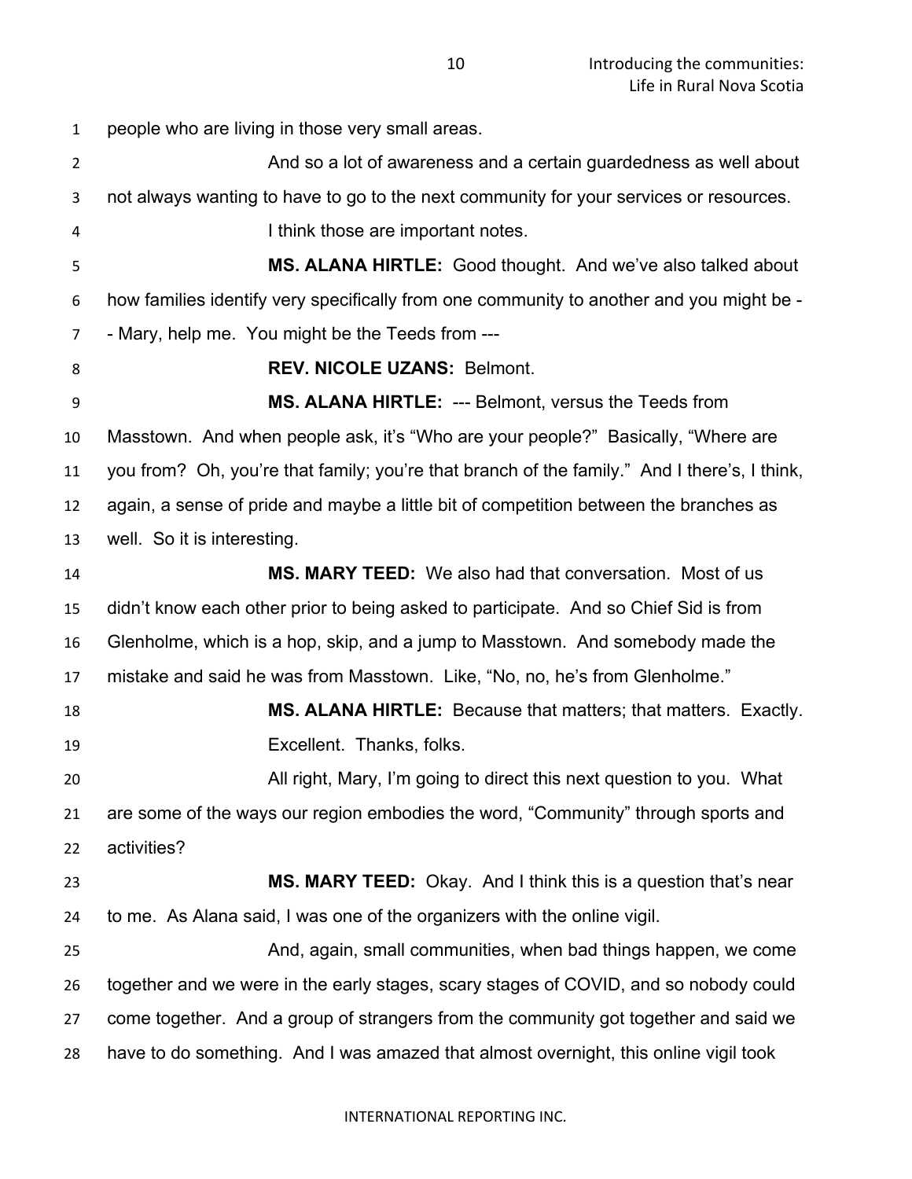people who are living in those very small areas.

And so a lot of awareness and a certain guardedness as well about not always wanting to have to go to the next community for your services or resources.

I think those are important notes.

**MS. ALANA HIRTLE:** Good thought. And we've also talked about how families identify very specifically from one community to another and you might be -- Mary, help me. You might be the Teeds from ---

**REV. NICOLE UZANS:** Belmont.

**MS. ALANA HIRTLE:** --- Belmont, versus the Teeds from Masstown. And when people ask, it's "Who are your people?" Basically, "Where are you from? Oh, you're that family; you're that branch of the family." And I there's, I think, again, a sense of pride and maybe a little bit of competition between the branches as well. So it is interesting.

**MS. MARY TEED:** We also had that conversation. Most of us didn't know each other prior to being asked to participate. And so Chief Sid is from Glenholme, which is a hop, skip, and a jump to Masstown. And somebody made the mistake and said he was from Masstown. Like, "No, no, he's from Glenholme."

**MS. ALANA HIRTLE:** Because that matters; that matters. Exactly. Excellent. Thanks, folks.

All right, Mary, I'm going to direct this next question to you. What are some of the ways our region embodies the word, "Community" through sports and activities?

**MS. MARY TEED:** Okay. And I think this is a question that's near to me. As Alana said, I was one of the organizers with the online vigil.

And, again, small communities, when bad things happen, we come together and we were in the early stages, scary stages of COVID, and so nobody could come together. And a group of strangers from the community got together and said we have to do something. And I was amazed that almost overnight, this online vigil took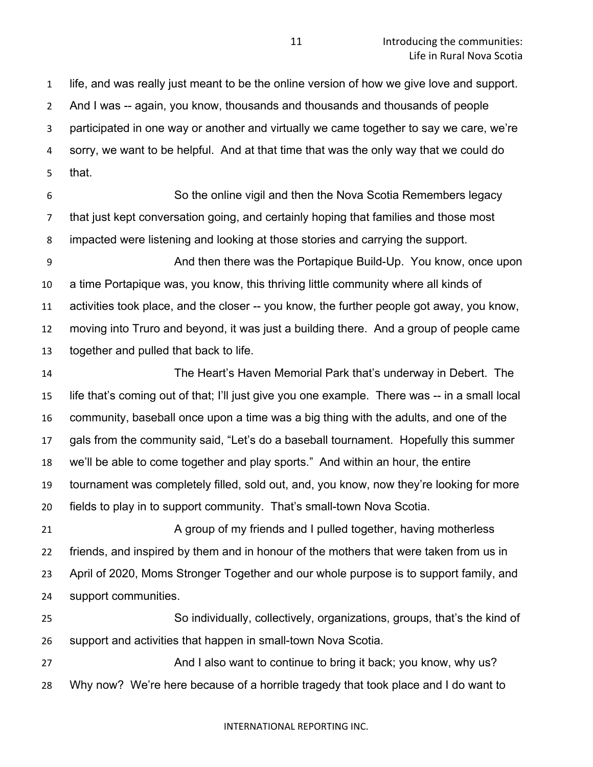life, and was really just meant to be the online version of how we give love and support. And I was -- again, you know, thousands and thousands and thousands of people participated in one way or another and virtually we came together to say we care, we're sorry, we want to be helpful. And at that time that was the only way that we could do that.

So the online vigil and then the Nova Scotia Remembers legacy that just kept conversation going, and certainly hoping that families and those most impacted were listening and looking at those stories and carrying the support.

And then there was the Portapique Build-Up. You know, once upon a time Portapique was, you know, this thriving little community where all kinds of activities took place, and the closer -- you know, the further people got away, you know, moving into Truro and beyond, it was just a building there. And a group of people came together and pulled that back to life.

The Heart's Haven Memorial Park that's underway in Debert. The life that's coming out of that; I'll just give you one example. There was -- in a small local community, baseball once upon a time was a big thing with the adults, and one of the gals from the community said, "Let's do a baseball tournament. Hopefully this summer we'll be able to come together and play sports." And within an hour, the entire tournament was completely filled, sold out, and, you know, now they're looking for more fields to play in to support community. That's small-town Nova Scotia.

A group of my friends and I pulled together, having motherless friends, and inspired by them and in honour of the mothers that were taken from us in April of 2020, Moms Stronger Together and our whole purpose is to support family, and support communities.

So individually, collectively, organizations, groups, that's the kind of support and activities that happen in small-town Nova Scotia.

And I also want to continue to bring it back; you know, why us? Why now? We're here because of a horrible tragedy that took place and I do want to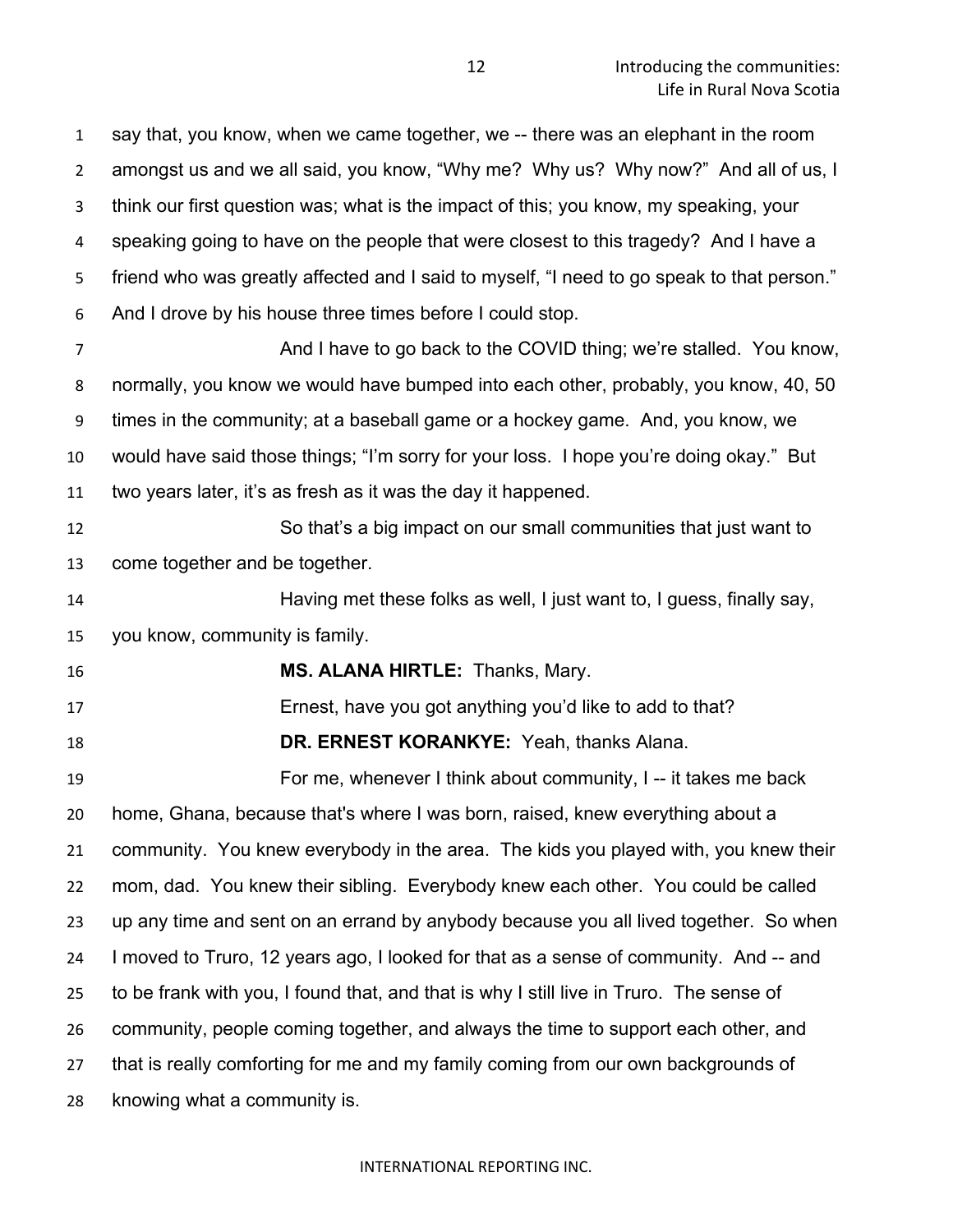say that, you know, when we came together, we -- there was an elephant in the room amongst us and we all said, you know, "Why me? Why us? Why now?" And all of us, I think our first question was; what is the impact of this; you know, my speaking, your speaking going to have on the people that were closest to this tragedy? And I have a friend who was greatly affected and I said to myself, "I need to go speak to that person." And I drove by his house three times before I could stop.

And I have to go back to the COVID thing; we're stalled. You know, normally, you know we would have bumped into each other, probably, you know, 40, 50 times in the community; at a baseball game or a hockey game. And, you know, we would have said those things; "I'm sorry for your loss. I hope you're doing okay." But two years later, it's as fresh as it was the day it happened.

So that's a big impact on our small communities that just want to come together and be together.

Having met these folks as well, I just want to, I guess, finally say, you know, community is family.

**MS. ALANA HIRTLE:** Thanks, Mary.

Ernest, have you got anything you'd like to add to that?

**DR. ERNEST KORANKYE:** Yeah, thanks Alana.

For me, whenever I think about community, I -- it takes me back home, Ghana, because that's where I was born, raised, knew everything about a community. You knew everybody in the area. The kids you played with, you knew their mom, dad. You knew their sibling. Everybody knew each other. You could be called up any time and sent on an errand by anybody because you all lived together. So when I moved to Truro, 12 years ago, I looked for that as a sense of community. And -- and to be frank with you, I found that, and that is why I still live in Truro. The sense of community, people coming together, and always the time to support each other, and that is really comforting for me and my family coming from our own backgrounds of knowing what a community is.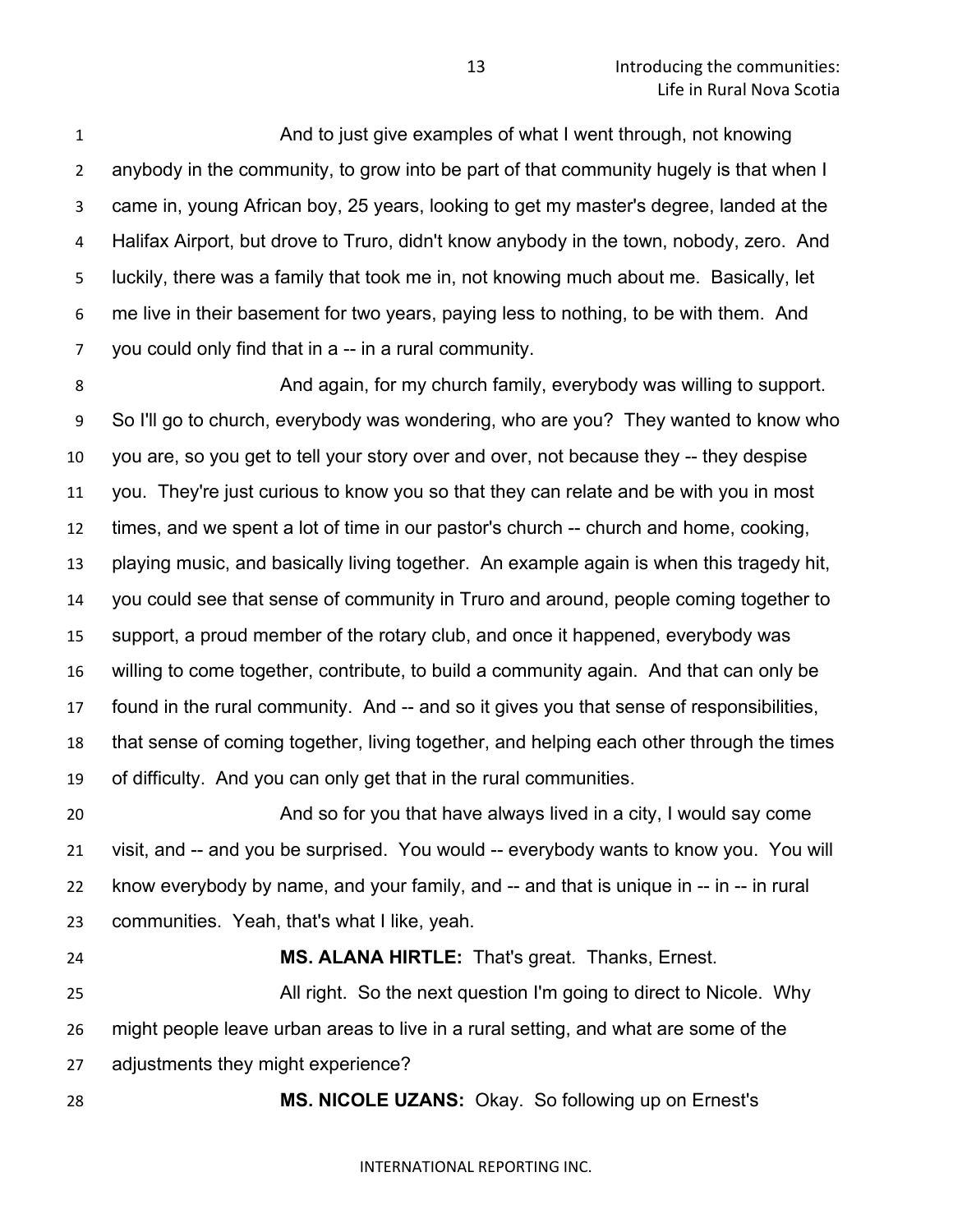And to just give examples of what I went through, not knowing anybody in the community, to grow into be part of that community hugely is that when I came in, young African boy, 25 years, looking to get my master's degree, landed at the Halifax Airport, but drove to Truro, didn't know anybody in the town, nobody, zero. And luckily, there was a family that took me in, not knowing much about me. Basically, let me live in their basement for two years, paying less to nothing, to be with them. And you could only find that in a -- in a rural community.

And again, for my church family, everybody was willing to support. So I'll go to church, everybody was wondering, who are you? They wanted to know who you are, so you get to tell your story over and over, not because they -- they despise you. They're just curious to know you so that they can relate and be with you in most times, and we spent a lot of time in our pastor's church -- church and home, cooking, playing music, and basically living together. An example again is when this tragedy hit, you could see that sense of community in Truro and around, people coming together to support, a proud member of the rotary club, and once it happened, everybody was willing to come together, contribute, to build a community again. And that can only be found in the rural community. And -- and so it gives you that sense of responsibilities, that sense of coming together, living together, and helping each other through the times of difficulty. And you can only get that in the rural communities.

And so for you that have always lived in a city, I would say come visit, and -- and you be surprised. You would -- everybody wants to know you. You will know everybody by name, and your family, and -- and that is unique in -- in -- in rural communities. Yeah, that's what I like, yeah.

**MS. ALANA HIRTLE:** That's great. Thanks, Ernest.

All right. So the next question I'm going to direct to Nicole. Why might people leave urban areas to live in a rural setting, and what are some of the adjustments they might experience?

**MS. NICOLE UZANS:** Okay. So following up on Ernest's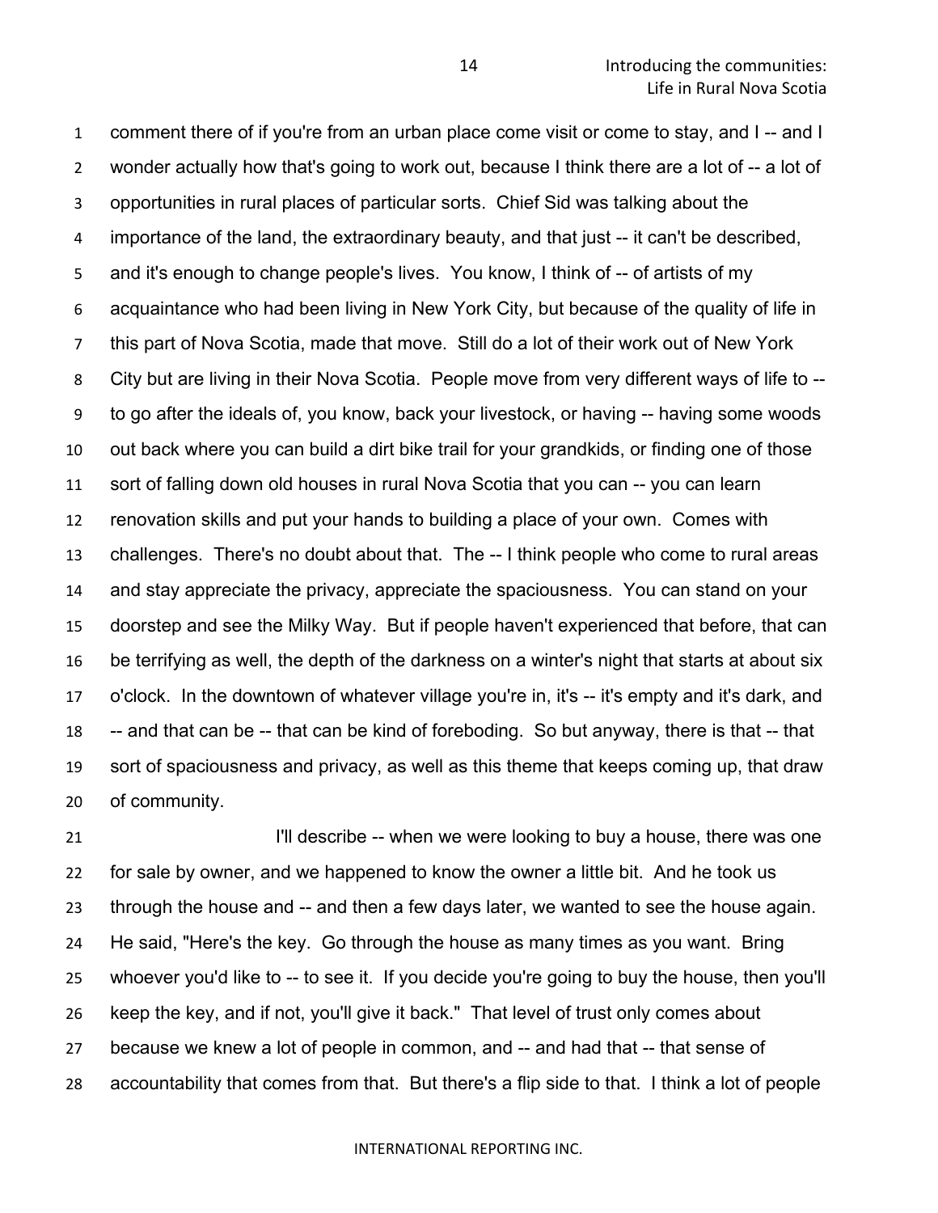comment there of if you're from an urban place come visit or come to stay, and I -- and I wonder actually how that's going to work out, because I think there are a lot of -- a lot of opportunities in rural places of particular sorts. Chief Sid was talking about the importance of the land, the extraordinary beauty, and that just -- it can't be described, and it's enough to change people's lives. You know, I think of -- of artists of my acquaintance who had been living in New York City, but because of the quality of life in this part of Nova Scotia, made that move. Still do a lot of their work out of New York City but are living in their Nova Scotia. People move from very different ways of life to -- to go after the ideals of, you know, back your livestock, or having -- having some woods out back where you can build a dirt bike trail for your grandkids, or finding one of those sort of falling down old houses in rural Nova Scotia that you can -- you can learn renovation skills and put your hands to building a place of your own. Comes with challenges. There's no doubt about that. The -- I think people who come to rural areas and stay appreciate the privacy, appreciate the spaciousness. You can stand on your doorstep and see the Milky Way. But if people haven't experienced that before, that can be terrifying as well, the depth of the darkness on a winter's night that starts at about six o'clock. In the downtown of whatever village you're in, it's -- it's empty and it's dark, and -- and that can be -- that can be kind of foreboding. So but anyway, there is that -- that sort of spaciousness and privacy, as well as this theme that keeps coming up, that draw of community.

I'll describe -- when we were looking to buy a house, there was one for sale by owner, and we happened to know the owner a little bit. And he took us through the house and -- and then a few days later, we wanted to see the house again. He said, "Here's the key. Go through the house as many times as you want. Bring whoever you'd like to -- to see it. If you decide you're going to buy the house, then you'll keep the key, and if not, you'll give it back." That level of trust only comes about because we knew a lot of people in common, and -- and had that -- that sense of accountability that comes from that. But there's a flip side to that. I think a lot of people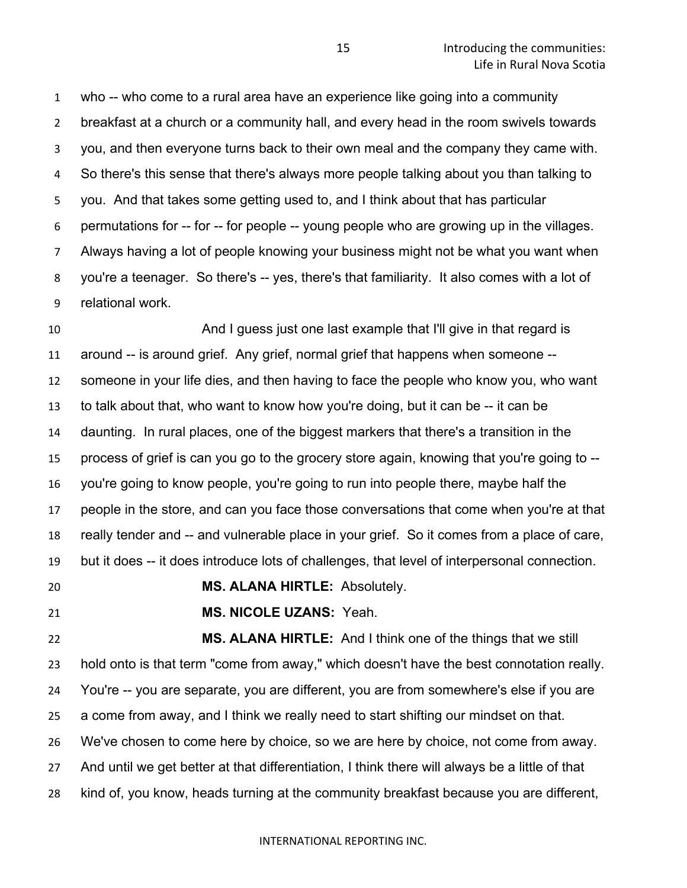who -- who come to a rural area have an experience like going into a community breakfast at a church or a community hall, and every head in the room swivels towards you, and then everyone turns back to their own meal and the company they came with. So there's this sense that there's always more people talking about you than talking to you. And that takes some getting used to, and I think about that has particular permutations for -- for -- for people -- young people who are growing up in the villages. Always having a lot of people knowing your business might not be what you want when you're a teenager. So there's -- yes, there's that familiarity. It also comes with a lot of relational work.

And I guess just one last example that I'll give in that regard is around -- is around grief. Any grief, normal grief that happens when someone -- someone in your life dies, and then having to face the people who know you, who want to talk about that, who want to know how you're doing, but it can be -- it can be daunting. In rural places, one of the biggest markers that there's a transition in the process of grief is can you go to the grocery store again, knowing that you're going to -- you're going to know people, you're going to run into people there, maybe half the people in the store, and can you face those conversations that come when you're at that really tender and -- and vulnerable place in your grief. So it comes from a place of care, but it does -- it does introduce lots of challenges, that level of interpersonal connection.

**MS. ALANA HIRTLE:** Absolutely.

**MS. NICOLE UZANS:** Yeah.

**MS. ALANA HIRTLE:** And I think one of the things that we still hold onto is that term "come from away," which doesn't have the best connotation really. You're -- you are separate, you are different, you are from somewhere's else if you are a come from away, and I think we really need to start shifting our mindset on that. We've chosen to come here by choice, so we are here by choice, not come from away. And until we get better at that differentiation, I think there will always be a little of that kind of, you know, heads turning at the community breakfast because you are different,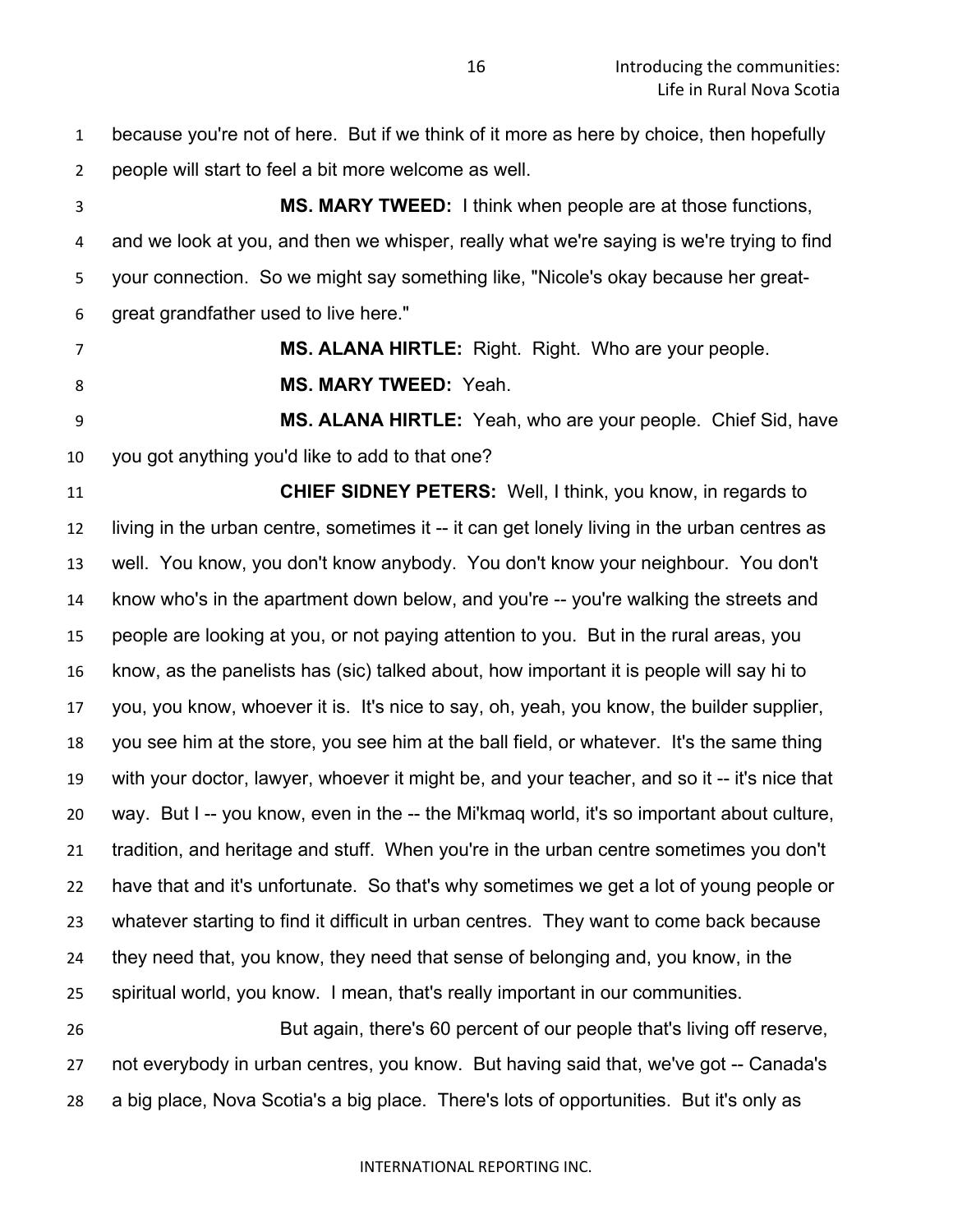because you're not of here. But if we think of it more as here by choice, then hopefully people will start to feel a bit more welcome as well.

**MS. MARY TWEED:** I think when people are at those functions, and we look at you, and then we whisper, really what we're saying is we're trying to find your connection. So we might say something like, "Nicole's okay because her great-great grandfather used to live here."

**MS. ALANA HIRTLE:** Right. Right. Who are your people.

**MS. MARY TWEED:** Yeah.

**MS. ALANA HIRTLE:** Yeah, who are your people. Chief Sid, have you got anything you'd like to add to that one?

**CHIEF SIDNEY PETERS:** Well, I think, you know, in regards to living in the urban centre, sometimes it -- it can get lonely living in the urban centres as well. You know, you don't know anybody. You don't know your neighbour. You don't know who's in the apartment down below, and you're -- you're walking the streets and people are looking at you, or not paying attention to you. But in the rural areas, you know, as the panelists has (sic) talked about, how important it is people will say hi to you, you know, whoever it is. It's nice to say, oh, yeah, you know, the builder supplier, you see him at the store, you see him at the ball field, or whatever. It's the same thing with your doctor, lawyer, whoever it might be, and your teacher, and so it -- it's nice that way. But I -- you know, even in the -- the Mi'kmaq world, it's so important about culture, tradition, and heritage and stuff. When you're in the urban centre sometimes you don't have that and it's unfortunate. So that's why sometimes we get a lot of young people or whatever starting to find it difficult in urban centres. They want to come back because they need that, you know, they need that sense of belonging and, you know, in the spiritual world, you know. I mean, that's really important in our communities.

But again, there's 60 percent of our people that's living off reserve, not everybody in urban centres, you know. But having said that, we've got -- Canada's a big place, Nova Scotia's a big place. There's lots of opportunities. But it's only as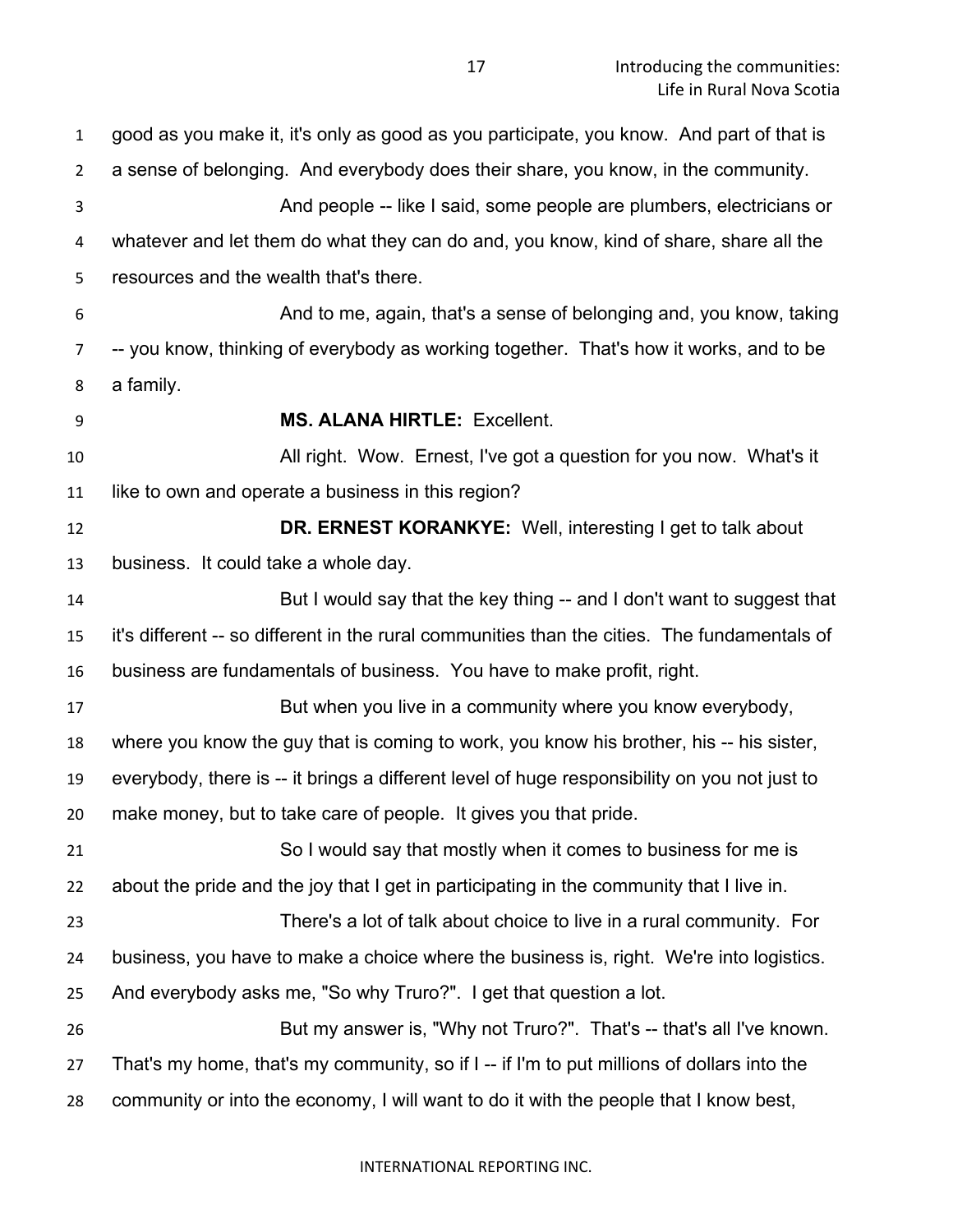good as you make it, it's only as good as you participate, you know. And part of that is a sense of belonging. And everybody does their share, you know, in the community.

And people -- like I said, some people are plumbers, electricians or whatever and let them do what they can do and, you know, kind of share, share all the resources and the wealth that's there.

And to me, again, that's a sense of belonging and, you know, taking -- you know, thinking of everybody as working together. That's how it works, and to be a family.

**MS. ALANA HIRTLE:** Excellent.

All right. Wow. Ernest, I've got a question for you now. What's it like to own and operate a business in this region?

**DR. ERNEST KORANKYE:** Well, interesting I get to talk about business. It could take a whole day.

But I would say that the key thing -- and I don't want to suggest that it's different -- so different in the rural communities than the cities. The fundamentals of business are fundamentals of business. You have to make profit, right.

But when you live in a community where you know everybody, where you know the guy that is coming to work, you know his brother, his -- his sister, everybody, there is -- it brings a different level of huge responsibility on you not just to make money, but to take care of people. It gives you that pride.

So I would say that mostly when it comes to business for me is about the pride and the joy that I get in participating in the community that I live in.

There's a lot of talk about choice to live in a rural community. For business, you have to make a choice where the business is, right. We're into logistics. And everybody asks me, "So why Truro?". I get that question a lot.

But my answer is, "Why not Truro?". That's -- that's all I've known. That's my home, that's my community, so if I -- if I'm to put millions of dollars into the community or into the economy, I will want to do it with the people that I know best,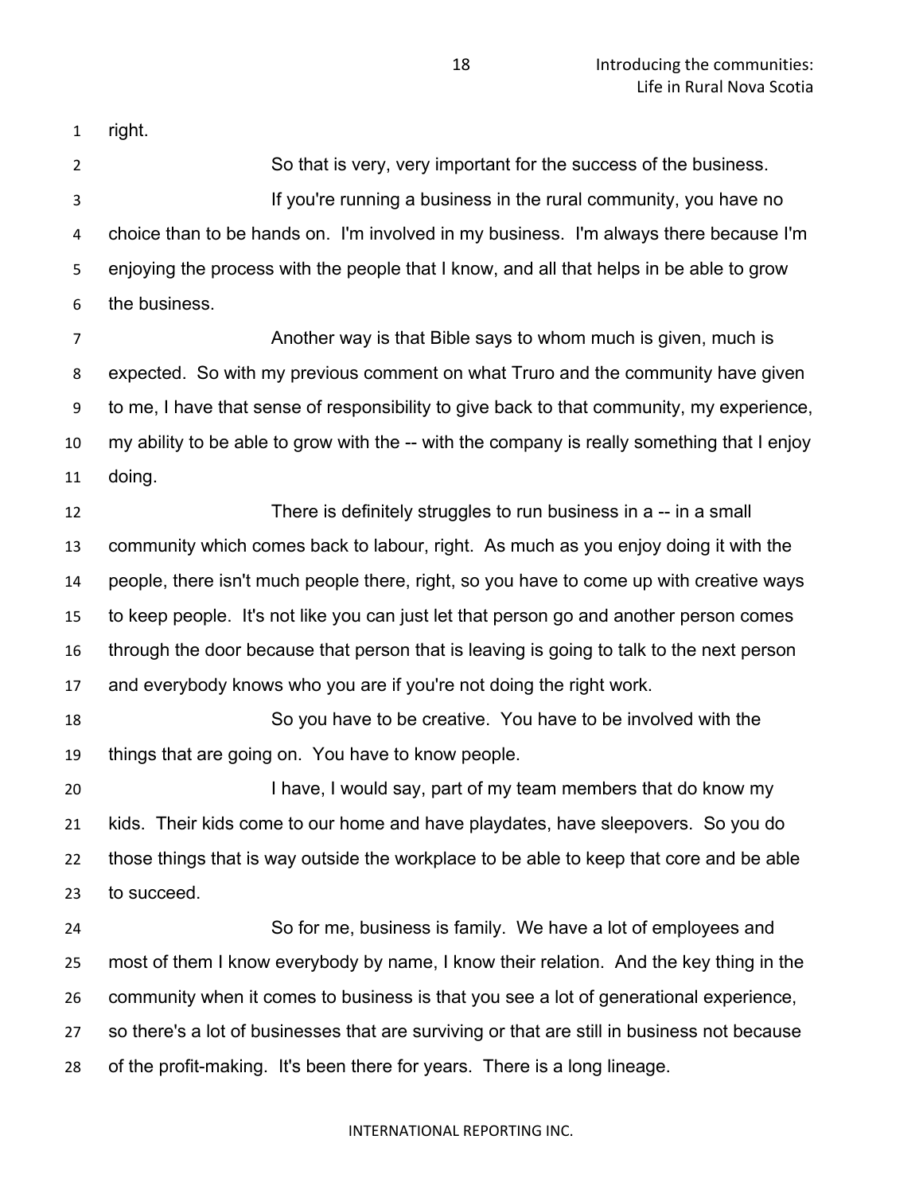right.

So that is very, very important for the success of the business.

If you're running a business in the rural community, you have no choice than to be hands on. I'm involved in my business. I'm always there because I'm enjoying the process with the people that I know, and all that helps in be able to grow the business.

Another way is that Bible says to whom much is given, much is expected. So with my previous comment on what Truro and the community have given to me, I have that sense of responsibility to give back to that community, my experience, my ability to be able to grow with the -- with the company is really something that I enjoy doing.

There is definitely struggles to run business in a -- in a small community which comes back to labour, right. As much as you enjoy doing it with the people, there isn't much people there, right, so you have to come up with creative ways to keep people. It's not like you can just let that person go and another person comes through the door because that person that is leaving is going to talk to the next person and everybody knows who you are if you're not doing the right work.

So you have to be creative. You have to be involved with the things that are going on. You have to know people.

I have, I would say, part of my team members that do know my kids. Their kids come to our home and have playdates, have sleepovers. So you do those things that is way outside the workplace to be able to keep that core and be able to succeed.

So for me, business is family. We have a lot of employees and most of them I know everybody by name, I know their relation. And the key thing in the community when it comes to business is that you see a lot of generational experience, so there's a lot of businesses that are surviving or that are still in business not because of the profit-making. It's been there for years. There is a long lineage.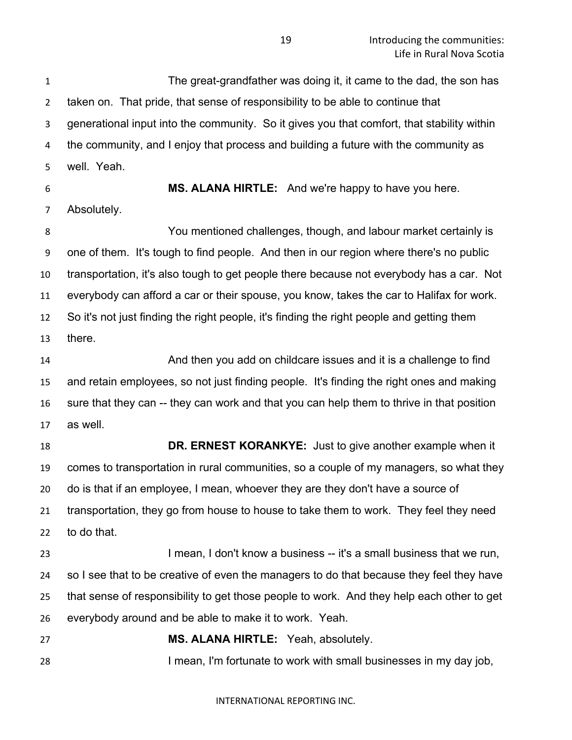The great-grandfather was doing it, it came to the dad, the son has taken on. That pride, that sense of responsibility to be able to continue that generational input into the community. So it gives you that comfort, that stability within the community, and I enjoy that process and building a future with the community as well. Yeah.

**MS. ALANA HIRTLE:** And we're happy to have you here. Absolutely.

You mentioned challenges, though, and labour market certainly is one of them. It's tough to find people. And then in our region where there's no public transportation, it's also tough to get people there because not everybody has a car. Not everybody can afford a car or their spouse, you know, takes the car to Halifax for work. So it's not just finding the right people, it's finding the right people and getting them there.

And then you add on childcare issues and it is a challenge to find and retain employees, so not just finding people. It's finding the right ones and making sure that they can -- they can work and that you can help them to thrive in that position as well.

**DR. ERNEST KORANKYE:** Just to give another example when it comes to transportation in rural communities, so a couple of my managers, so what they do is that if an employee, I mean, whoever they are they don't have a source of transportation, they go from house to house to take them to work. They feel they need to do that.

I mean, I don't know a business -- it's a small business that we run, so I see that to be creative of even the managers to do that because they feel they have that sense of responsibility to get those people to work. And they help each other to get everybody around and be able to make it to work. Yeah.

**MS. ALANA HIRTLE:** Yeah, absolutely.

I mean, I'm fortunate to work with small businesses in my day job,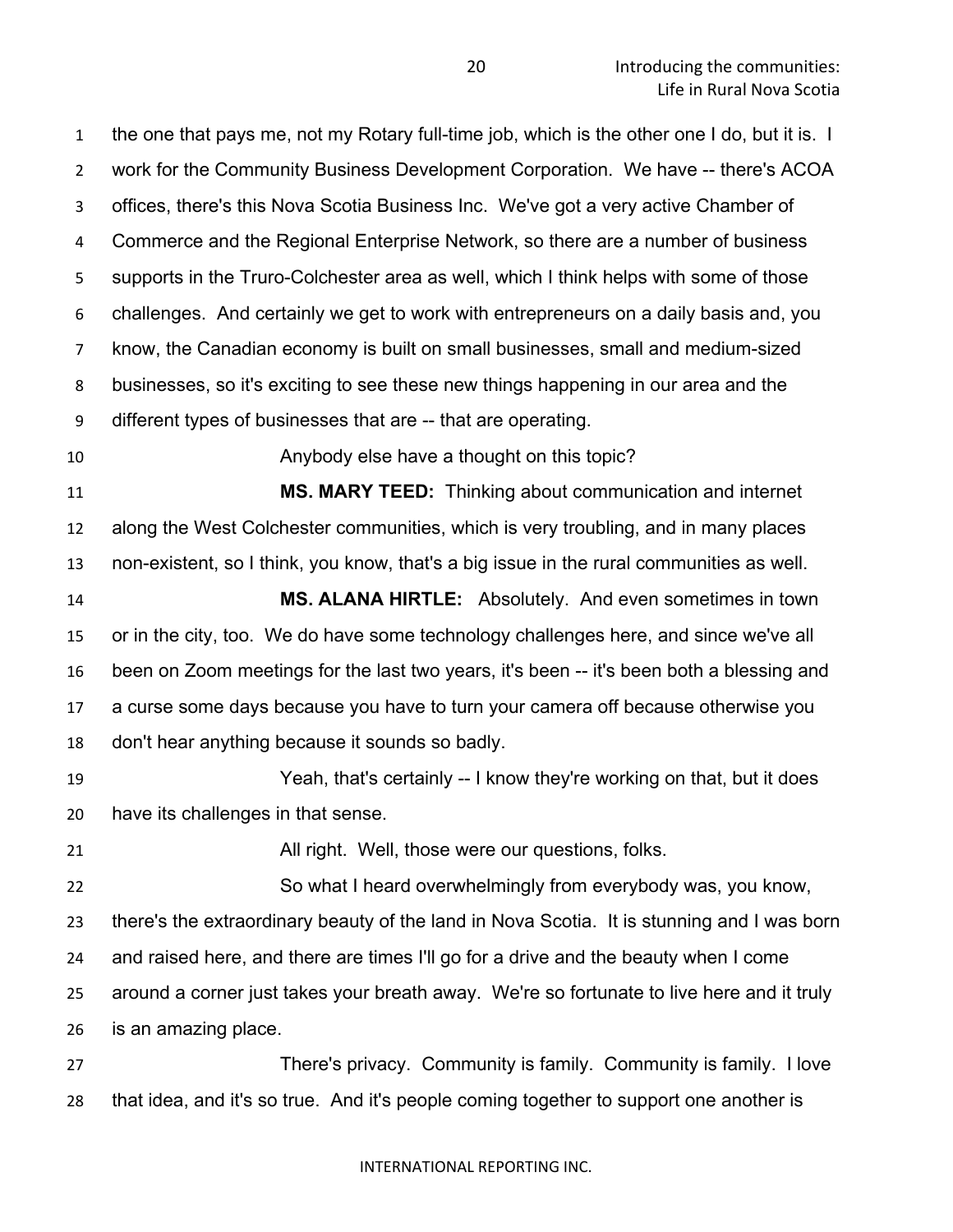the one that pays me, not my Rotary full-time job, which is the other one I do, but it is. I work for the Community Business Development Corporation. We have -- there's ACOA offices, there's this Nova Scotia Business Inc. We've got a very active Chamber of Commerce and the Regional Enterprise Network, so there are a number of business supports in the Truro-Colchester area as well, which I think helps with some of those challenges. And certainly we get to work with entrepreneurs on a daily basis and, you know, the Canadian economy is built on small businesses, small and medium-sized businesses, so it's exciting to see these new things happening in our area and the different types of businesses that are -- that are operating.

Anybody else have a thought on this topic?

**MS. MARY TEED:** Thinking about communication and internet along the West Colchester communities, which is very troubling, and in many places non-existent, so I think, you know, that's a big issue in the rural communities as well.

**MS. ALANA HIRTLE:** Absolutely. And even sometimes in town or in the city, too. We do have some technology challenges here, and since we've all been on Zoom meetings for the last two years, it's been -- it's been both a blessing and a curse some days because you have to turn your camera off because otherwise you don't hear anything because it sounds so badly.

Yeah, that's certainly -- I know they're working on that, but it does have its challenges in that sense.

All right. Well, those were our questions, folks.

So what I heard overwhelmingly from everybody was, you know, there's the extraordinary beauty of the land in Nova Scotia. It is stunning and I was born and raised here, and there are times I'll go for a drive and the beauty when I come around a corner just takes your breath away. We're so fortunate to live here and it truly is an amazing place.

There's privacy. Community is family. Community is family. I love that idea, and it's so true. And it's people coming together to support one another is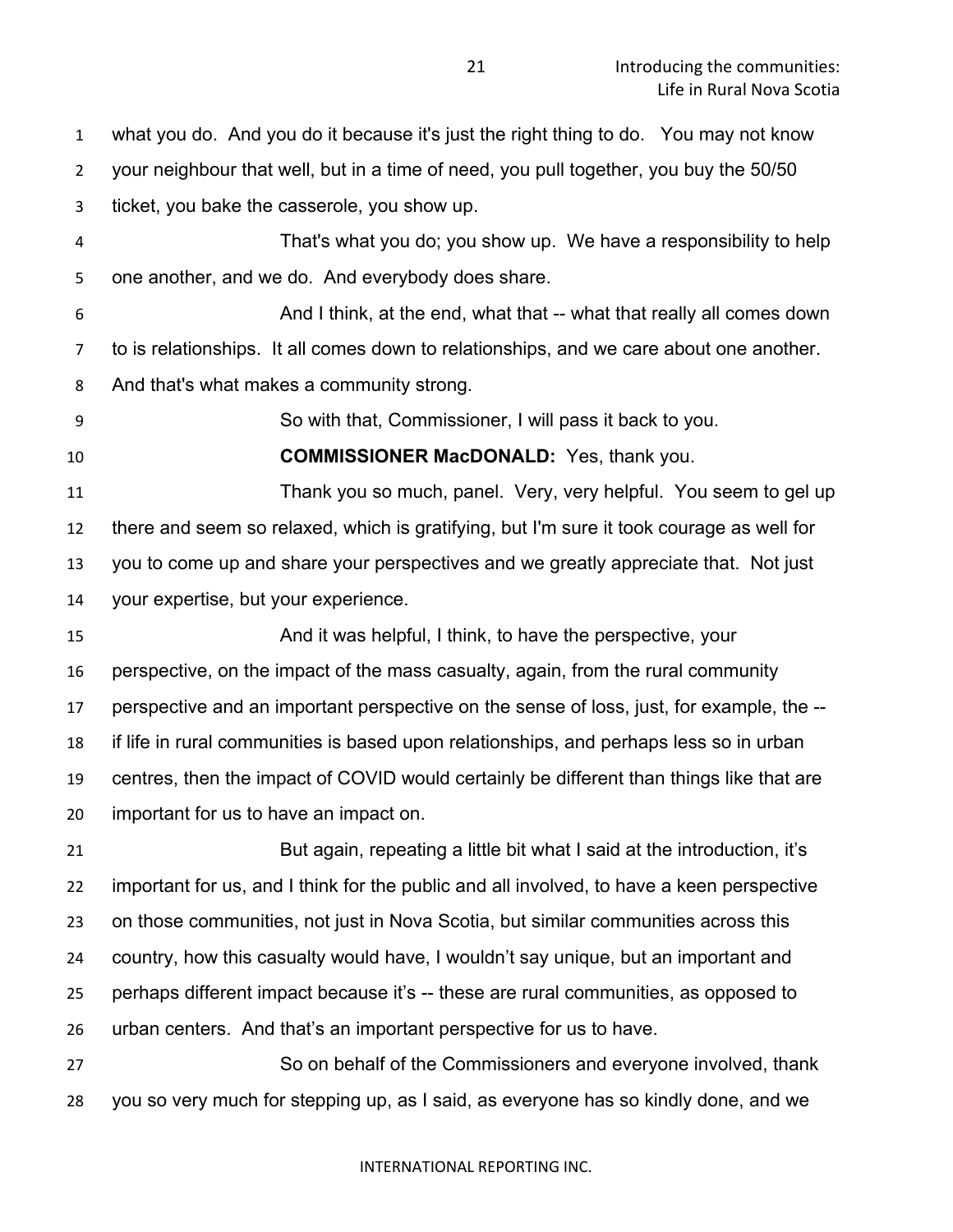what you do. And you do it because it's just the right thing to do. You may not know your neighbour that well, but in a time of need, you pull together, you buy the 50/50 ticket, you bake the casserole, you show up.

That's what you do; you show up. We have a responsibility to help one another, and we do. And everybody does share.

And I think, at the end, what that -- what that really all comes down to is relationships. It all comes down to relationships, and we care about one another. And that's what makes a community strong.

So with that, Commissioner, I will pass it back to you.

**COMMISSIONER MacDONALD:** Yes, thank you.

Thank you so much, panel. Very, very helpful. You seem to gel up there and seem so relaxed, which is gratifying, but I'm sure it took courage as well for you to come up and share your perspectives and we greatly appreciate that. Not just your expertise, but your experience.

And it was helpful, I think, to have the perspective, your perspective, on the impact of the mass casualty, again, from the rural community perspective and an important perspective on the sense of loss, just, for example, the -- if life in rural communities is based upon relationships, and perhaps less so in urban centres, then the impact of COVID would certainly be different than things like that are important for us to have an impact on.

But again, repeating a little bit what I said at the introduction, it's important for us, and I think for the public and all involved, to have a keen perspective on those communities, not just in Nova Scotia, but similar communities across this country, how this casualty would have, I wouldn't say unique, but an important and perhaps different impact because it's -- these are rural communities, as opposed to urban centers. And that's an important perspective for us to have.

So on behalf of the Commissioners and everyone involved, thank you so very much for stepping up, as I said, as everyone has so kindly done, and we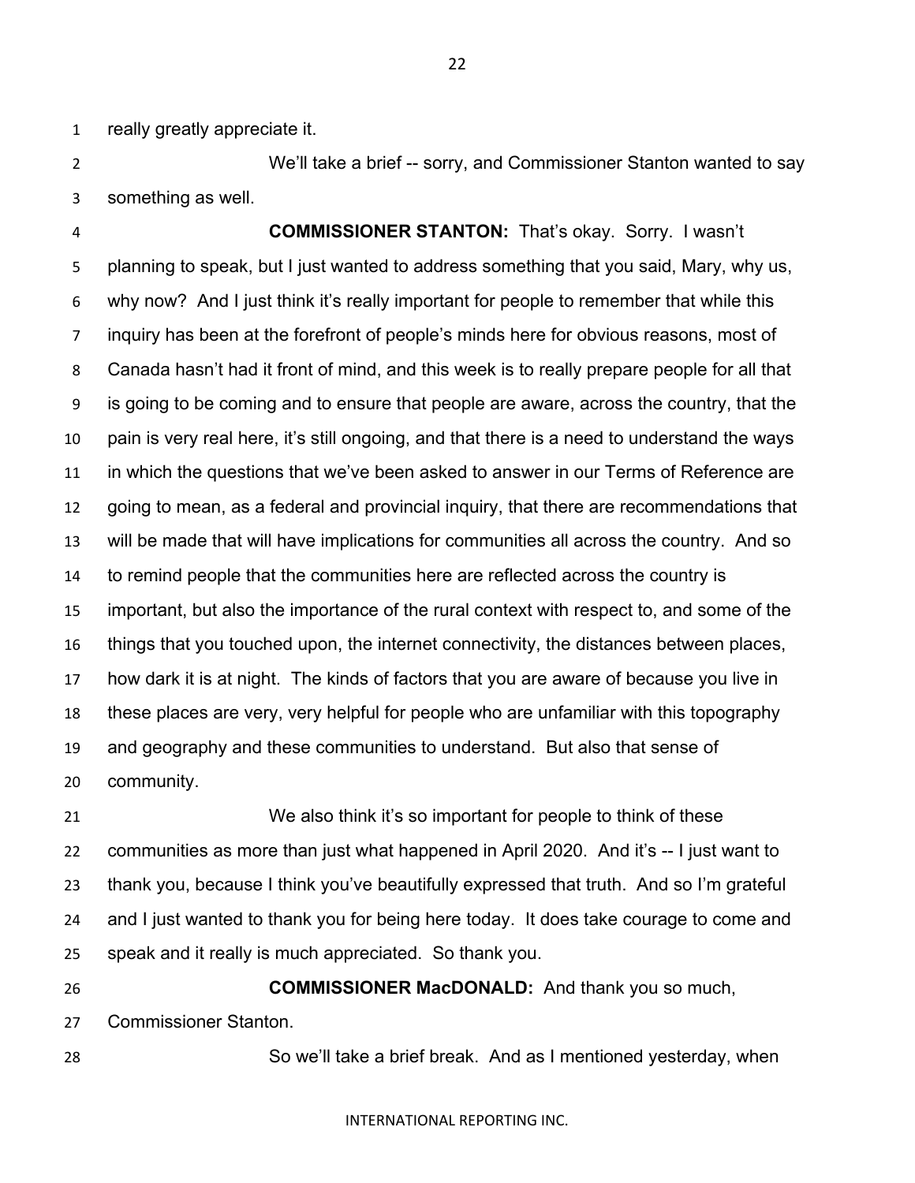really greatly appreciate it.

We'll take a brief -- sorry, and Commissioner Stanton wanted to say something as well.

**COMMISSIONER STANTON:** That's okay. Sorry. I wasn't planning to speak, but I just wanted to address something that you said, Mary, why us, why now? And I just think it's really important for people to remember that while this inquiry has been at the forefront of people's minds here for obvious reasons, most of Canada hasn't had it front of mind, and this week is to really prepare people for all that is going to be coming and to ensure that people are aware, across the country, that the pain is very real here, it's still ongoing, and that there is a need to understand the ways in which the questions that we've been asked to answer in our Terms of Reference are going to mean, as a federal and provincial inquiry, that there are recommendations that will be made that will have implications for communities all across the country. And so to remind people that the communities here are reflected across the country is important, but also the importance of the rural context with respect to, and some of the things that you touched upon, the internet connectivity, the distances between places, how dark it is at night. The kinds of factors that you are aware of because you live in these places are very, very helpful for people who are unfamiliar with this topography and geography and these communities to understand. But also that sense of community.

We also think it's so important for people to think of these communities as more than just what happened in April 2020. And it's -- I just want to thank you, because I think you've beautifully expressed that truth. And so I'm grateful and I just wanted to thank you for being here today. It does take courage to come and speak and it really is much appreciated. So thank you.

**COMMISSIONER MacDONALD:** And thank you so much, Commissioner Stanton.

So we'll take a brief break. And as I mentioned yesterday, when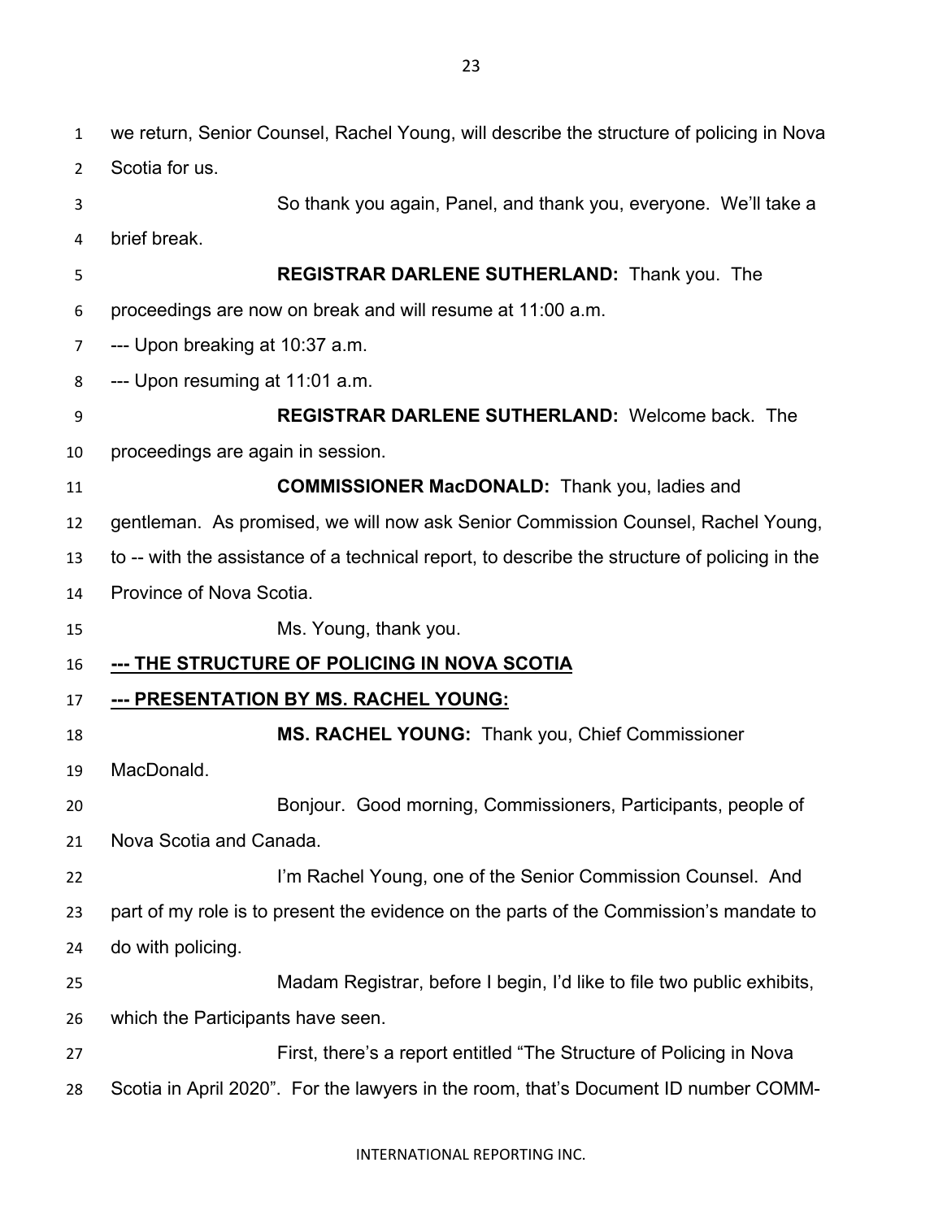we return, Senior Counsel, Rachel Young, will describe the structure of policing in Nova Scotia for us.

So thank you again, Panel, and thank you, everyone. We'll take a brief break.

**REGISTRAR DARLENE SUTHERLAND:** Thank you. The proceedings are now on break and will resume at 11:00 a.m.

--- Upon breaking at 10:37 a.m.

--- Upon resuming at 11:01 a.m.

**REGISTRAR DARLENE SUTHERLAND:** Welcome back. The proceedings are again in session.

**COMMISSIONER MacDONALD:** Thank you, ladies and gentleman. As promised, we will now ask Senior Commission Counsel, Rachel Young, to -- with the assistance of a technical report, to describe the structure of policing in the Province of Nova Scotia.

Ms. Young, thank you.

**<u>--- THE STRUCTURE OF POLICING IN NOVA SCOTIA</u>**

**<u>--- PRESENTATION BY MS. RACHEL YOUNG:</u>**

**MS. RACHEL YOUNG:** Thank you, Chief Commissioner MacDonald.

Bonjour. Good morning, Commissioners, Participants, people of Nova Scotia and Canada.

I'm Rachel Young, one of the Senior Commission Counsel. And part of my role is to present the evidence on the parts of the Commission's mandate to do with policing.

Madam Registrar, before I begin, I'd like to file two public exhibits, which the Participants have seen.

First, there's a report entitled "The Structure of Policing in Nova Scotia in April 2020". For the lawyers in the room, that's Document ID number COMM-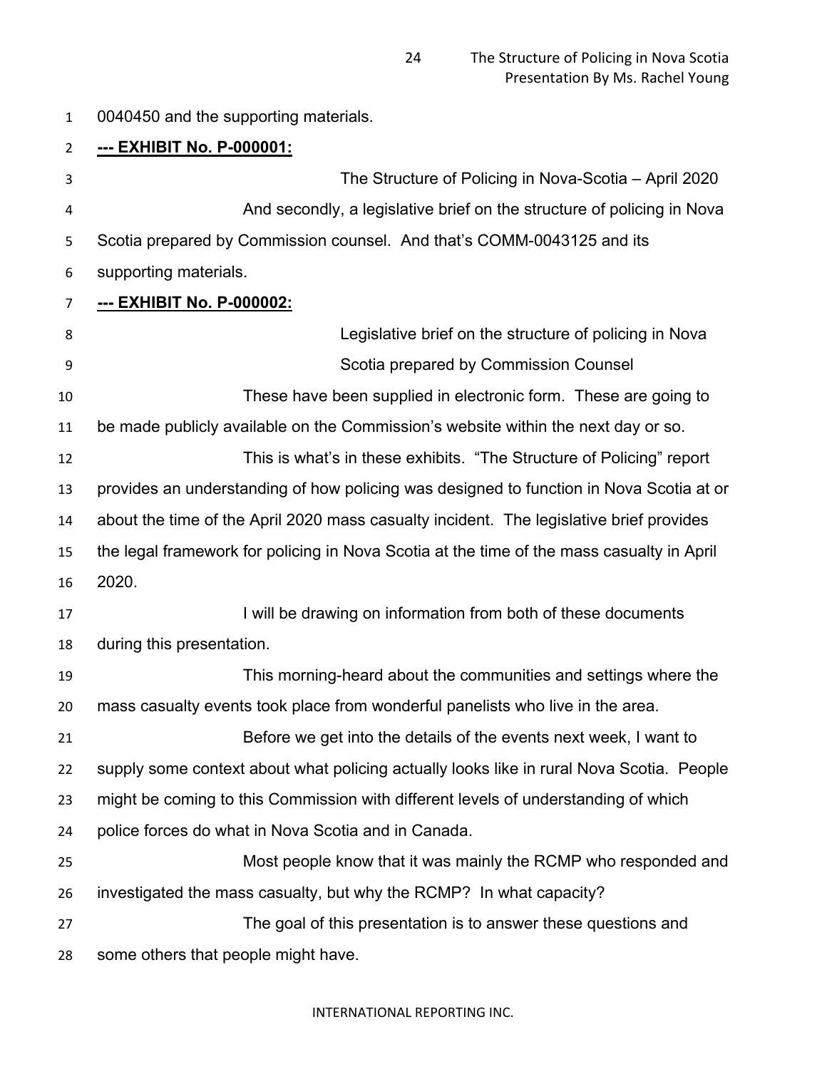0040450 and the supporting materials.

**--- EXHIBIT No. P-000001:**

The Structure of Policing in Nova-Scotia – April 2020

And secondly, a legislative brief on the structure of policing in Nova Scotia prepared by Commission counsel. And that's COMM-0043125 and its supporting materials.

**--- EXHIBIT No. P-000002:**

Legislative brief on the structure of policing in Nova Scotia prepared by Commission Counsel

These have been supplied in electronic form. These are going to be made publicly available on the Commission's website within the next day or so.

This is what's in these exhibits. "The Structure of Policing" report provides an understanding of how policing was designed to function in Nova Scotia at or about the time of the April 2020 mass casualty incident. The legislative brief provides the legal framework for policing in Nova Scotia at the time of the mass casualty in April 2020.

I will be drawing on information from both of these documents during this presentation.

This morning-heard about the communities and settings where the mass casualty events took place from wonderful panelists who live in the area.

Before we get into the details of the events next week, I want to supply some context about what policing actually looks like in rural Nova Scotia. People might be coming to this Commission with different levels of understanding of which police forces do what in Nova Scotia and in Canada.

Most people know that it was mainly the RCMP who responded and investigated the mass casualty, but why the RCMP? In what capacity?

The goal of this presentation is to answer these questions and some others that people might have.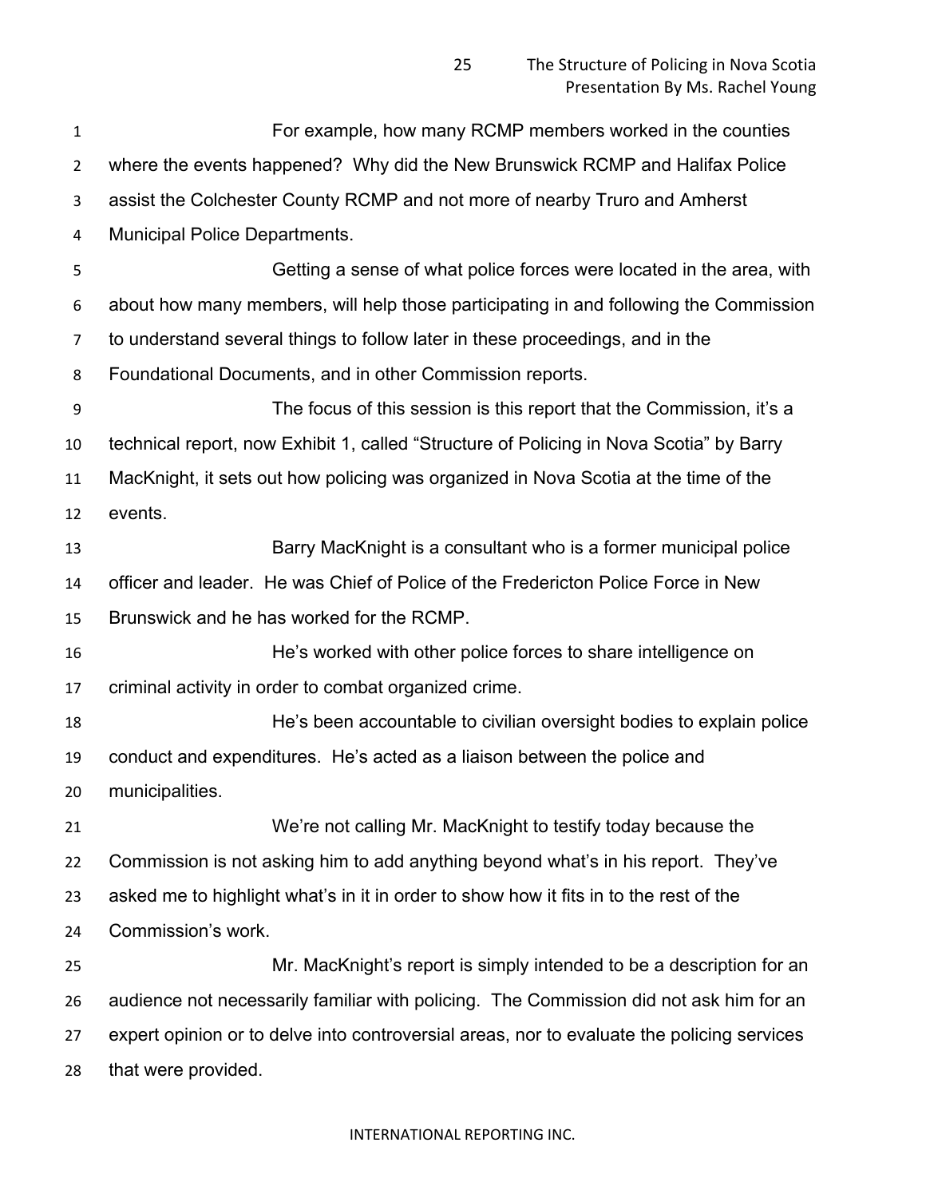For example, how many RCMP members worked in the counties where the events happened? Why did the New Brunswick RCMP and Halifax Police assist the Colchester County RCMP and not more of nearby Truro and Amherst Municipal Police Departments.

Getting a sense of what police forces were located in the area, with about how many members, will help those participating in and following the Commission to understand several things to follow later in these proceedings, and in the Foundational Documents, and in other Commission reports.

The focus of this session is this report that the Commission, it's a technical report, now Exhibit 1, called "Structure of Policing in Nova Scotia" by Barry MacKnight, it sets out how policing was organized in Nova Scotia at the time of the events.

Barry MacKnight is a consultant who is a former municipal police officer and leader. He was Chief of Police of the Fredericton Police Force in New Brunswick and he has worked for the RCMP.

He's worked with other police forces to share intelligence on criminal activity in order to combat organized crime.

He's been accountable to civilian oversight bodies to explain police conduct and expenditures. He's acted as a liaison between the police and municipalities.

We're not calling Mr. MacKnight to testify today because the Commission is not asking him to add anything beyond what's in his report. They've asked me to highlight what's in it in order to show how it fits in to the rest of the Commission's work.

Mr. MacKnight's report is simply intended to be a description for an audience not necessarily familiar with policing. The Commission did not ask him for an expert opinion or to delve into controversial areas, nor to evaluate the policing services that were provided.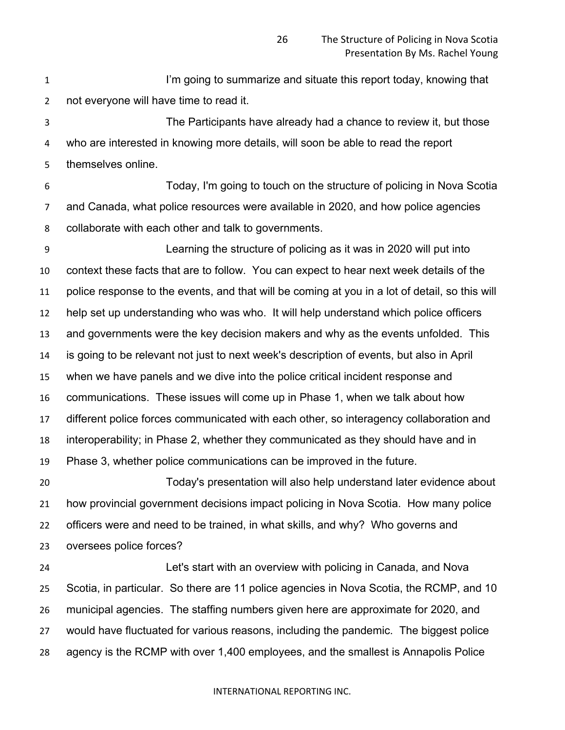I'm going to summarize and situate this report today, knowing that not everyone will have time to read it.

The Participants have already had a chance to review it, but those who are interested in knowing more details, will soon be able to read the report themselves online.

Today, I'm going to touch on the structure of policing in Nova Scotia and Canada, what police resources were available in 2020, and how police agencies collaborate with each other and talk to governments.

Learning the structure of policing as it was in 2020 will put into context these facts that are to follow. You can expect to hear next week details of the police response to the events, and that will be coming at you in a lot of detail, so this will help set up understanding who was who. It will help understand which police officers and governments were the key decision makers and why as the events unfolded. This is going to be relevant not just to next week's description of events, but also in April when we have panels and we dive into the police critical incident response and communications. These issues will come up in Phase 1, when we talk about how different police forces communicated with each other, so interagency collaboration and interoperability; in Phase 2, whether they communicated as they should have and in Phase 3, whether police communications can be improved in the future.

Today's presentation will also help understand later evidence about how provincial government decisions impact policing in Nova Scotia. How many police officers were and need to be trained, in what skills, and why? Who governs and oversees police forces?

Let's start with an overview with policing in Canada, and Nova Scotia, in particular. So there are 11 police agencies in Nova Scotia, the RCMP, and 10 municipal agencies. The staffing numbers given here are approximate for 2020, and would have fluctuated for various reasons, including the pandemic. The biggest police agency is the RCMP with over 1,400 employees, and the smallest is Annapolis Police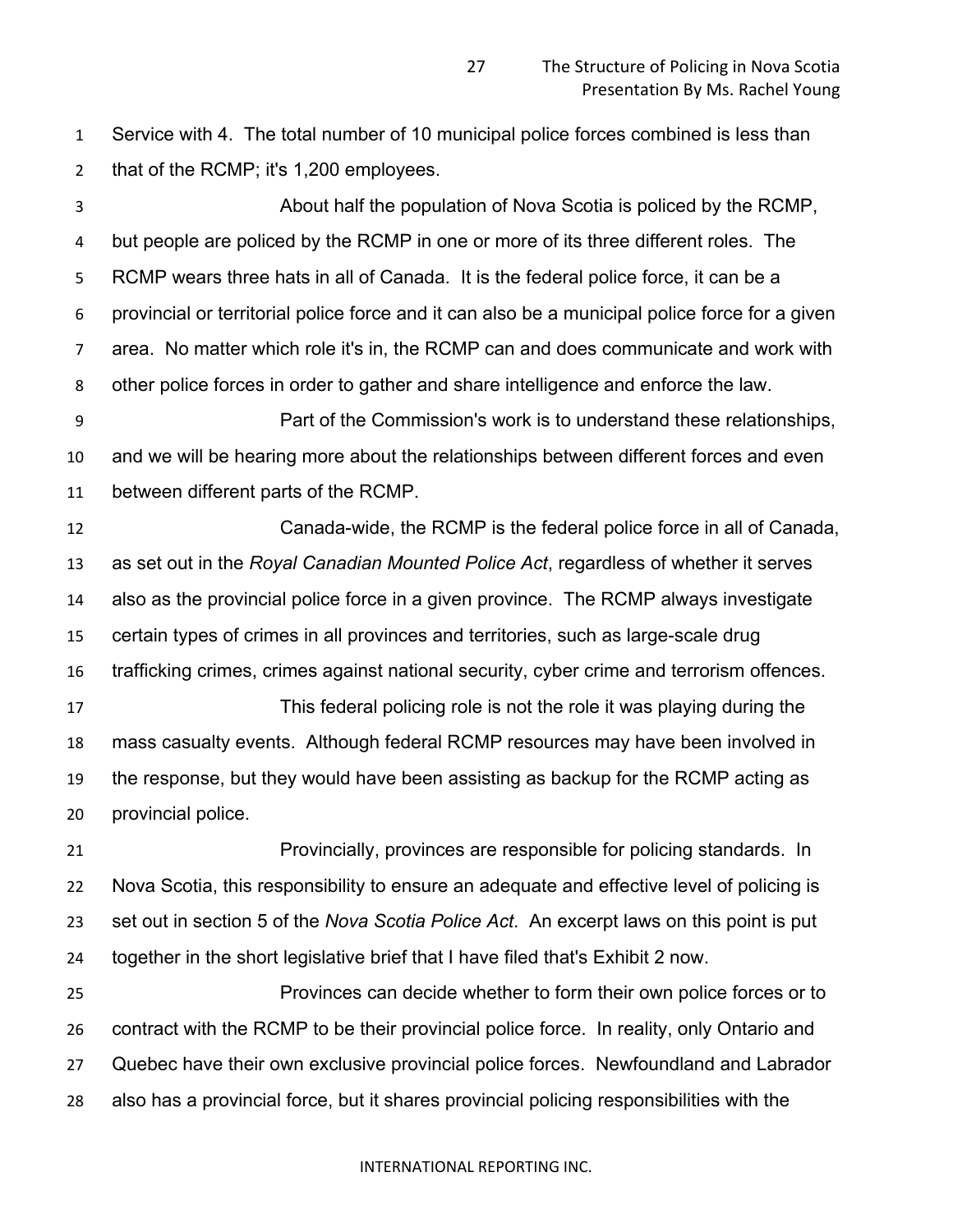Service with 4. The total number of 10 municipal police forces combined is less than that of the RCMP; it's 1,200 employees.

About half the population of Nova Scotia is policed by the RCMP, but people are policed by the RCMP in one or more of its three different roles. The RCMP wears three hats in all of Canada. It is the federal police force, it can be a provincial or territorial police force and it can also be a municipal police force for a given area. No matter which role it's in, the RCMP can and does communicate and work with other police forces in order to gather and share intelligence and enforce the law.

Part of the Commission's work is to understand these relationships, and we will be hearing more about the relationships between different forces and even between different parts of the RCMP.

Canada-wide, the RCMP is the federal police force in all of Canada, as set out in the *Royal Canadian Mounted Police Act*, regardless of whether it serves also as the provincial police force in a given province. The RCMP always investigate certain types of crimes in all provinces and territories, such as large-scale drug trafficking crimes, crimes against national security, cyber crime and terrorism offences.

This federal policing role is not the role it was playing during the mass casualty events. Although federal RCMP resources may have been involved in the response, but they would have been assisting as backup for the RCMP acting as provincial police.

Provincially, provinces are responsible for policing standards. In Nova Scotia, this responsibility to ensure an adequate and effective level of policing is set out in section 5 of the *Nova Scotia Police Act*. An excerpt laws on this point is put together in the short legislative brief that I have filed that's Exhibit 2 now.

Provinces can decide whether to form their own police forces or to contract with the RCMP to be their provincial police force. In reality, only Ontario and Quebec have their own exclusive provincial police forces. Newfoundland and Labrador also has a provincial force, but it shares provincial policing responsibilities with the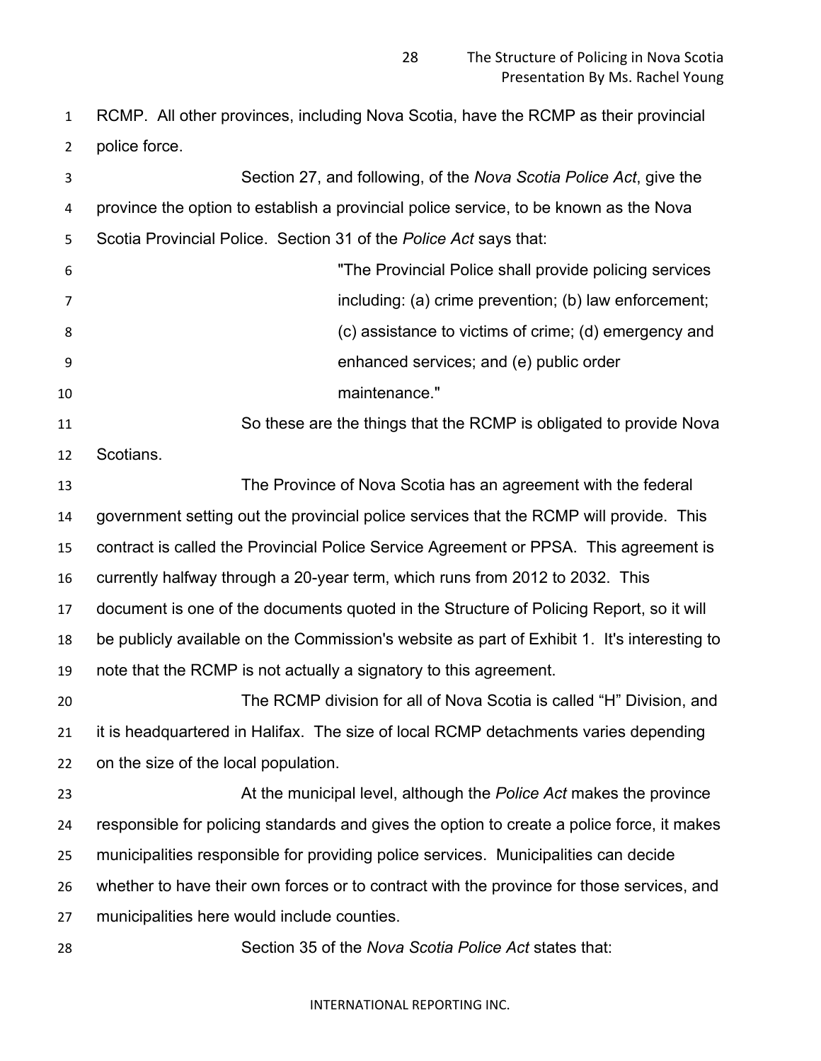RCMP. All other provinces, including Nova Scotia, have the RCMP as their provincial police force.

Section 27, and following, of the *Nova Scotia Police Act*, give the province the option to establish a provincial police service, to be known as the Nova Scotia Provincial Police. Section 31 of the *Police Act* says that:

> "The Provincial Police shall provide policing services including: (a) crime prevention; (b) law enforcement; (c) assistance to victims of crime; (d) emergency and enhanced services; and (e) public order maintenance."

So these are the things that the RCMP is obligated to provide Nova Scotians.

The Province of Nova Scotia has an agreement with the federal government setting out the provincial police services that the RCMP will provide. This contract is called the Provincial Police Service Agreement or PPSA. This agreement is currently halfway through a 20-year term, which runs from 2012 to 2032. This document is one of the documents quoted in the Structure of Policing Report, so it will be publicly available on the Commission's website as part of Exhibit 1. It's interesting to note that the RCMP is not actually a signatory to this agreement.

The RCMP division for all of Nova Scotia is called "H" Division, and it is headquartered in Halifax. The size of local RCMP detachments varies depending on the size of the local population.

At the municipal level, although the *Police Act* makes the province responsible for policing standards and gives the option to create a police force, it makes municipalities responsible for providing police services. Municipalities can decide whether to have their own forces or to contract with the province for those services, and municipalities here would include counties.

Section 35 of the *Nova Scotia Police Act* states that: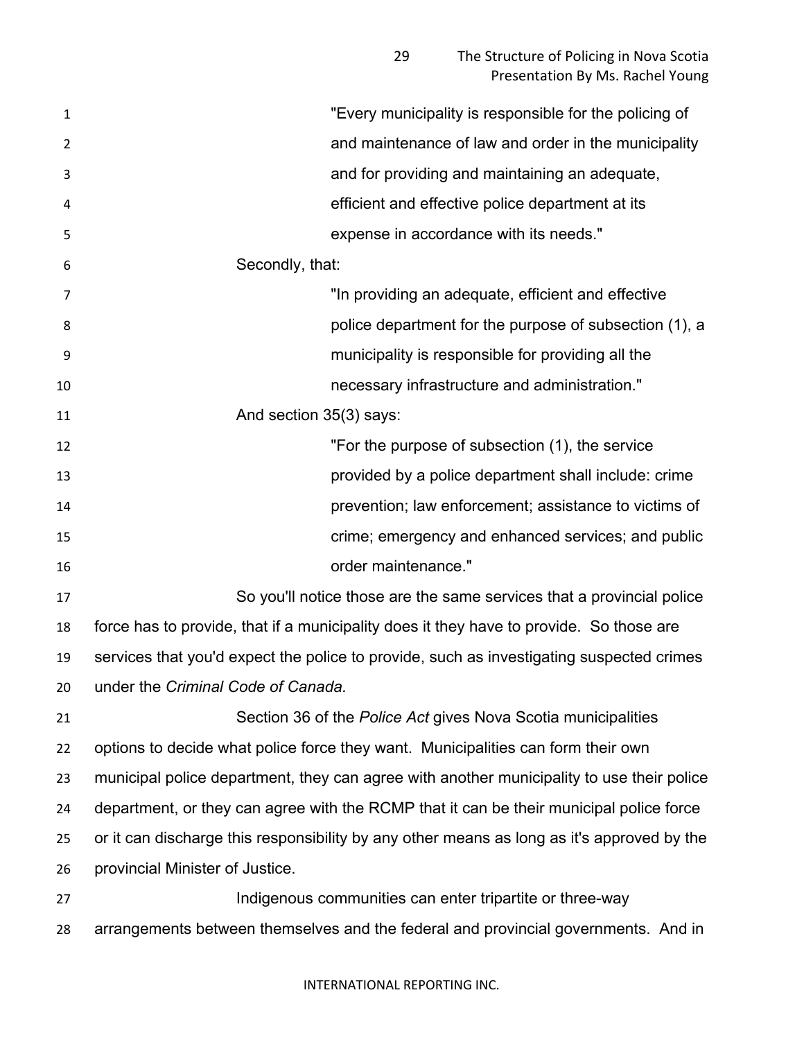> "Every municipality is responsible for the policing of and maintenance of law and order in the municipality and for providing and maintaining an adequate, efficient and effective police department at its expense in accordance with its needs."

Secondly, that:

> "In providing an adequate, efficient and effective police department for the purpose of subsection (1), a municipality is responsible for providing all the necessary infrastructure and administration."

And section 35(3) says:

> "For the purpose of subsection (1), the service provided by a police department shall include: crime prevention; law enforcement; assistance to victims of crime; emergency and enhanced services; and public order maintenance."

So you'll notice those are the same services that a provincial police force has to provide, that if a municipality does it they have to provide. So those are services that you'd expect the police to provide, such as investigating suspected crimes under the *Criminal Code of Canada.*

Section 36 of the *Police Act* gives Nova Scotia municipalities options to decide what police force they want. Municipalities can form their own municipal police department, they can agree with another municipality to use their police department, or they can agree with the RCMP that it can be their municipal police force or it can discharge this responsibility by any other means as long as it's approved by the provincial Minister of Justice.

Indigenous communities can enter tripartite or three-way arrangements between themselves and the federal and provincial governments. And in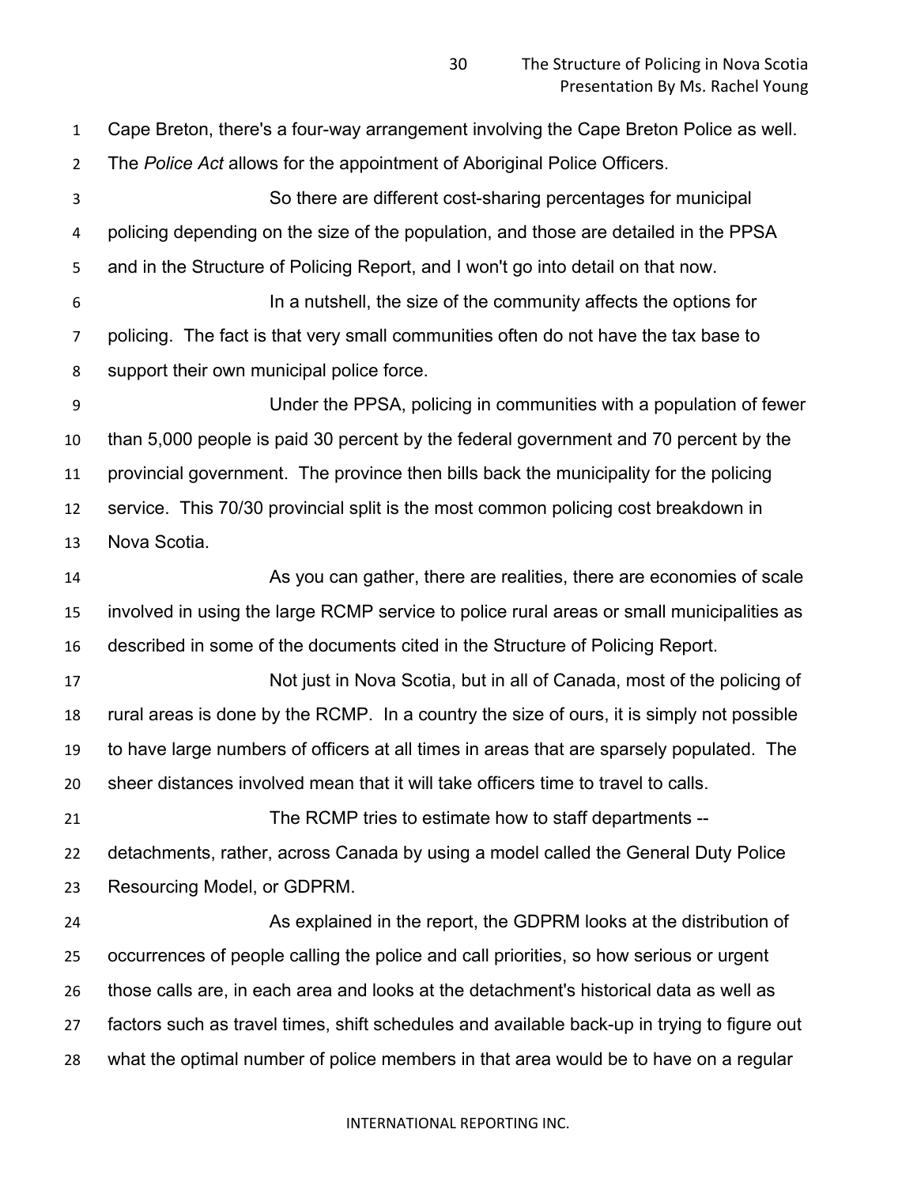Cape Breton, there's a four-way arrangement involving the Cape Breton Police as well. The *Police Act* allows for the appointment of Aboriginal Police Officers.

So there are different cost-sharing percentages for municipal policing depending on the size of the population, and those are detailed in the PPSA and in the Structure of Policing Report, and I won't go into detail on that now.

In a nutshell, the size of the community affects the options for policing. The fact is that very small communities often do not have the tax base to support their own municipal police force.

Under the PPSA, policing in communities with a population of fewer than 5,000 people is paid 30 percent by the federal government and 70 percent by the provincial government. The province then bills back the municipality for the policing service. This 70/30 provincial split is the most common policing cost breakdown in Nova Scotia.

As you can gather, there are realities, there are economies of scale involved in using the large RCMP service to police rural areas or small municipalities as described in some of the documents cited in the Structure of Policing Report.

Not just in Nova Scotia, but in all of Canada, most of the policing of rural areas is done by the RCMP. In a country the size of ours, it is simply not possible to have large numbers of officers at all times in areas that are sparsely populated. The sheer distances involved mean that it will take officers time to travel to calls.

The RCMP tries to estimate how to staff departments -- detachments, rather, across Canada by using a model called the General Duty Police Resourcing Model, or GDPRM.

As explained in the report, the GDPRM looks at the distribution of occurrences of people calling the police and call priorities, so how serious or urgent those calls are, in each area and looks at the detachment's historical data as well as factors such as travel times, shift schedules and available back-up in trying to figure out what the optimal number of police members in that area would be to have on a regular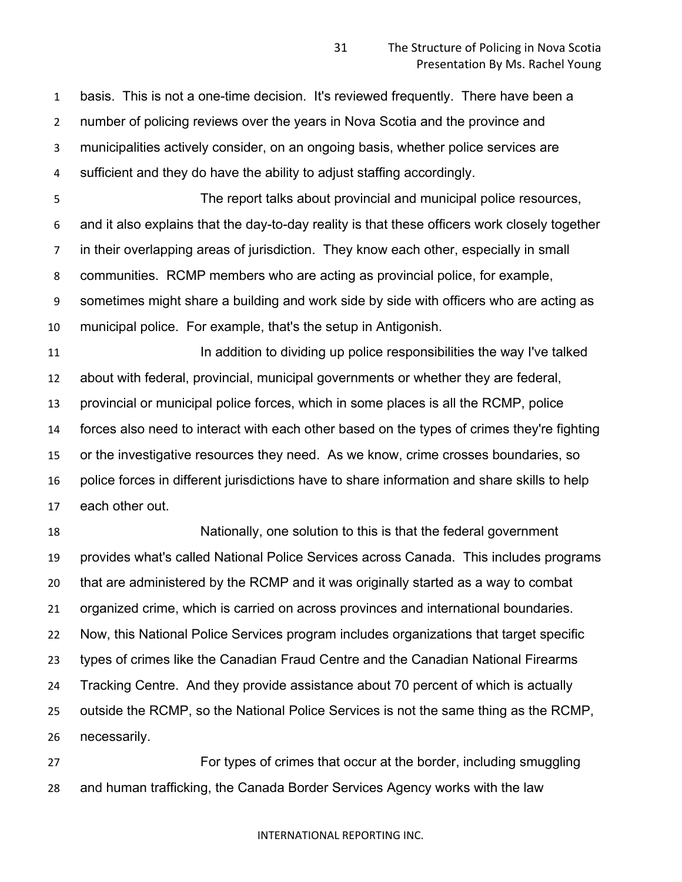basis. This is not a one-time decision. It's reviewed frequently. There have been a number of policing reviews over the years in Nova Scotia and the province and municipalities actively consider, on an ongoing basis, whether police services are sufficient and they do have the ability to adjust staffing accordingly.

The report talks about provincial and municipal police resources, and it also explains that the day-to-day reality is that these officers work closely together in their overlapping areas of jurisdiction. They know each other, especially in small communities. RCMP members who are acting as provincial police, for example, sometimes might share a building and work side by side with officers who are acting as municipal police. For example, that's the setup in Antigonish.

In addition to dividing up police responsibilities the way I've talked about with federal, provincial, municipal governments or whether they are federal, provincial or municipal police forces, which in some places is all the RCMP, police forces also need to interact with each other based on the types of crimes they're fighting or the investigative resources they need. As we know, crime crosses boundaries, so police forces in different jurisdictions have to share information and share skills to help each other out.

Nationally, one solution to this is that the federal government provides what's called National Police Services across Canada. This includes programs that are administered by the RCMP and it was originally started as a way to combat organized crime, which is carried on across provinces and international boundaries. Now, this National Police Services program includes organizations that target specific types of crimes like the Canadian Fraud Centre and the Canadian National Firearms Tracking Centre. And they provide assistance about 70 percent of which is actually outside the RCMP, so the National Police Services is not the same thing as the RCMP, necessarily.

For types of crimes that occur at the border, including smuggling and human trafficking, the Canada Border Services Agency works with the law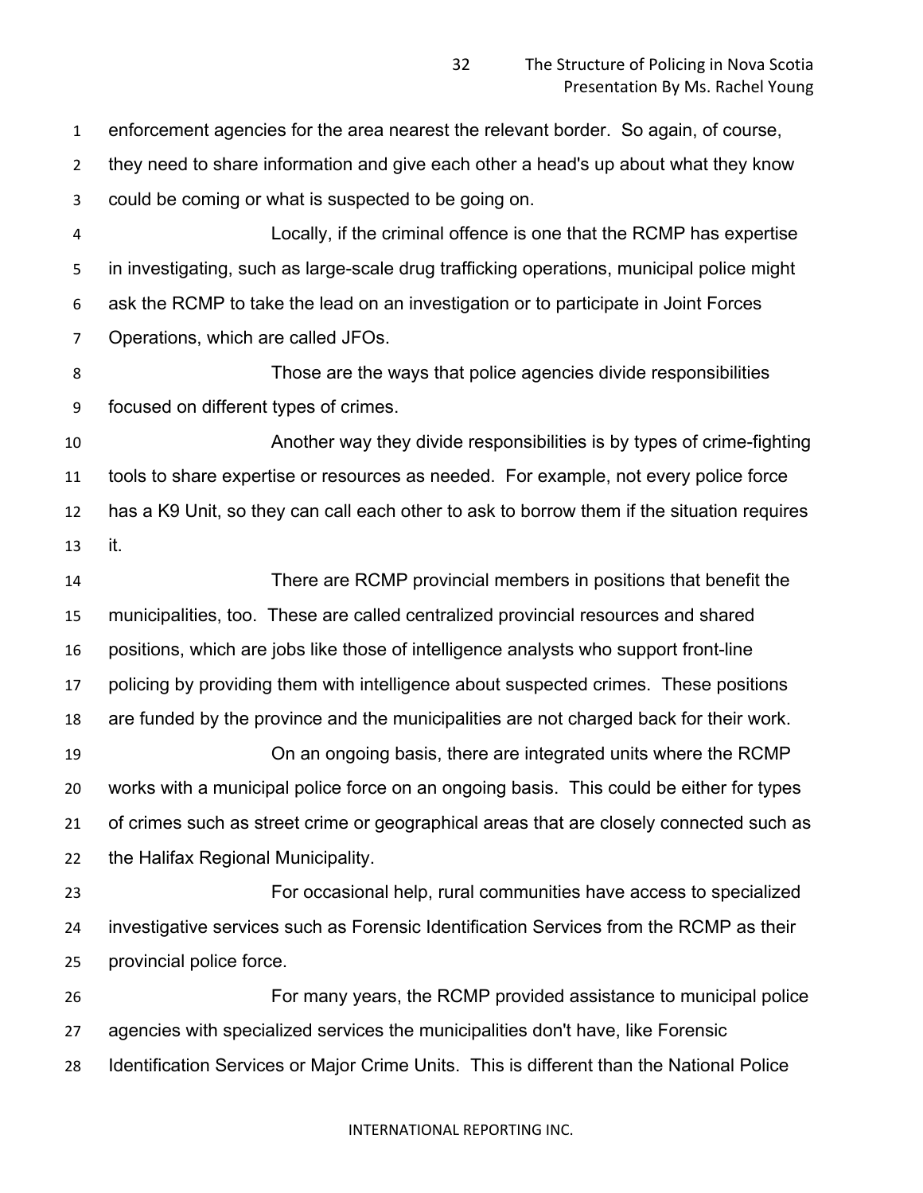enforcement agencies for the area nearest the relevant border. So again, of course, they need to share information and give each other a head's up about what they know could be coming or what is suspected to be going on.

Locally, if the criminal offence is one that the RCMP has expertise in investigating, such as large-scale drug trafficking operations, municipal police might ask the RCMP to take the lead on an investigation or to participate in Joint Forces Operations, which are called JFOs.

Those are the ways that police agencies divide responsibilities focused on different types of crimes.

Another way they divide responsibilities is by types of crime-fighting tools to share expertise or resources as needed. For example, not every police force has a K9 Unit, so they can call each other to ask to borrow them if the situation requires it.

There are RCMP provincial members in positions that benefit the municipalities, too. These are called centralized provincial resources and shared positions, which are jobs like those of intelligence analysts who support front-line policing by providing them with intelligence about suspected crimes. These positions are funded by the province and the municipalities are not charged back for their work.

On an ongoing basis, there are integrated units where the RCMP works with a municipal police force on an ongoing basis. This could be either for types of crimes such as street crime or geographical areas that are closely connected such as the Halifax Regional Municipality.

For occasional help, rural communities have access to specialized investigative services such as Forensic Identification Services from the RCMP as their provincial police force.

For many years, the RCMP provided assistance to municipal police agencies with specialized services the municipalities don't have, like Forensic Identification Services or Major Crime Units. This is different than the National Police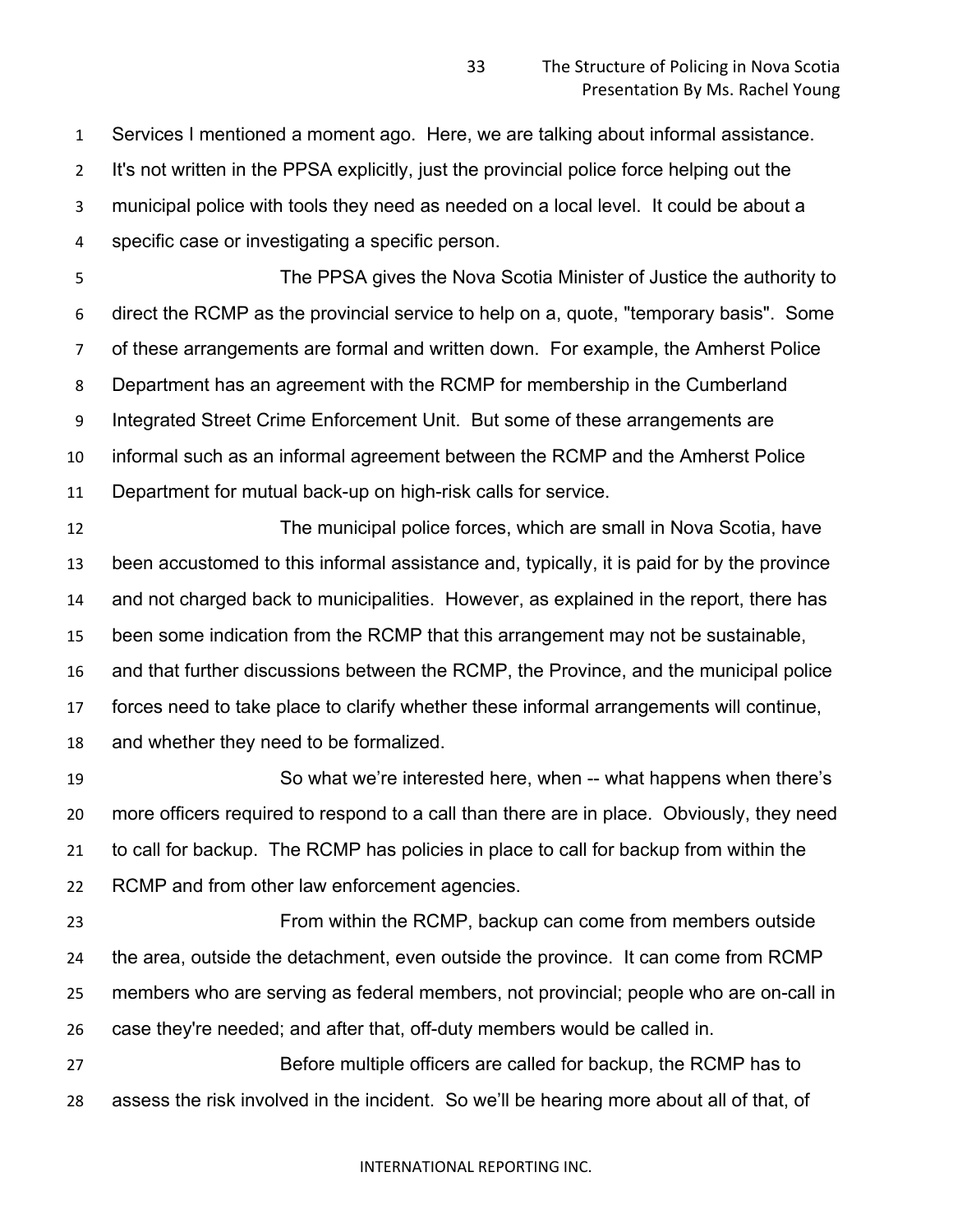Services I mentioned a moment ago. Here, we are talking about informal assistance. It's not written in the PPSA explicitly, just the provincial police force helping out the municipal police with tools they need as needed on a local level. It could be about a specific case or investigating a specific person.

The PPSA gives the Nova Scotia Minister of Justice the authority to direct the RCMP as the provincial service to help on a, quote, "temporary basis". Some of these arrangements are formal and written down. For example, the Amherst Police Department has an agreement with the RCMP for membership in the Cumberland Integrated Street Crime Enforcement Unit. But some of these arrangements are informal such as an informal agreement between the RCMP and the Amherst Police Department for mutual back-up on high-risk calls for service.

The municipal police forces, which are small in Nova Scotia, have been accustomed to this informal assistance and, typically, it is paid for by the province and not charged back to municipalities. However, as explained in the report, there has been some indication from the RCMP that this arrangement may not be sustainable, and that further discussions between the RCMP, the Province, and the municipal police forces need to take place to clarify whether these informal arrangements will continue, and whether they need to be formalized.

So what we're interested here, when -- what happens when there's more officers required to respond to a call than there are in place. Obviously, they need to call for backup. The RCMP has policies in place to call for backup from within the RCMP and from other law enforcement agencies.

From within the RCMP, backup can come from members outside the area, outside the detachment, even outside the province. It can come from RCMP members who are serving as federal members, not provincial; people who are on-call in case they're needed; and after that, off-duty members would be called in.

Before multiple officers are called for backup, the RCMP has to assess the risk involved in the incident. So we'll be hearing more about all of that, of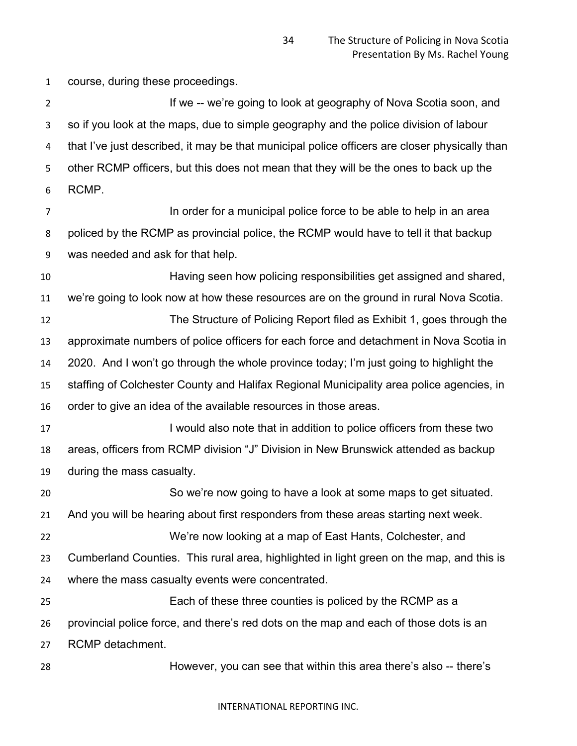course, during these proceedings.

If we -- we're going to look at geography of Nova Scotia soon, and so if you look at the maps, due to simple geography and the police division of labour that I've just described, it may be that municipal police officers are closer physically than other RCMP officers, but this does not mean that they will be the ones to back up the RCMP.

In order for a municipal police force to be able to help in an area policed by the RCMP as provincial police, the RCMP would have to tell it that backup was needed and ask for that help.

Having seen how policing responsibilities get assigned and shared, we're going to look now at how these resources are on the ground in rural Nova Scotia.

The Structure of Policing Report filed as Exhibit 1, goes through the approximate numbers of police officers for each force and detachment in Nova Scotia in 2020. And I won't go through the whole province today; I'm just going to highlight the staffing of Colchester County and Halifax Regional Municipality area police agencies, in order to give an idea of the available resources in those areas.

I would also note that in addition to police officers from these two areas, officers from RCMP division "J" Division in New Brunswick attended as backup during the mass casualty.

So we're now going to have a look at some maps to get situated. And you will be hearing about first responders from these areas starting next week.

We're now looking at a map of East Hants, Colchester, and Cumberland Counties. This rural area, highlighted in light green on the map, and this is where the mass casualty events were concentrated.

Each of these three counties is policed by the RCMP as a provincial police force, and there's red dots on the map and each of those dots is an RCMP detachment.

However, you can see that within this area there's also -- there's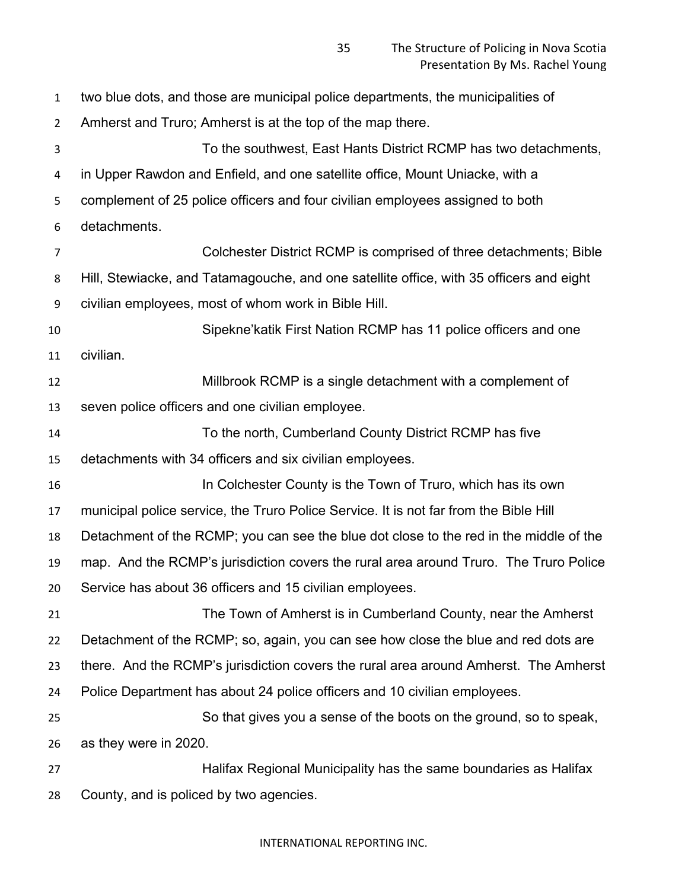two blue dots, and those are municipal police departments, the municipalities of Amherst and Truro; Amherst is at the top of the map there.

To the southwest, East Hants District RCMP has two detachments, in Upper Rawdon and Enfield, and one satellite office, Mount Uniacke, with a complement of 25 police officers and four civilian employees assigned to both detachments.

Colchester District RCMP is comprised of three detachments; Bible Hill, Stewiacke, and Tatamagouche, and one satellite office, with 35 officers and eight civilian employees, most of whom work in Bible Hill.

Sipekne'katik First Nation RCMP has 11 police officers and one civilian.

Millbrook RCMP is a single detachment with a complement of seven police officers and one civilian employee.

To the north, Cumberland County District RCMP has five detachments with 34 officers and six civilian employees.

In Colchester County is the Town of Truro, which has its own municipal police service, the Truro Police Service. It is not far from the Bible Hill Detachment of the RCMP; you can see the blue dot close to the red in the middle of the map. And the RCMP's jurisdiction covers the rural area around Truro. The Truro Police Service has about 36 officers and 15 civilian employees.

The Town of Amherst is in Cumberland County, near the Amherst Detachment of the RCMP; so, again, you can see how close the blue and red dots are there. And the RCMP's jurisdiction covers the rural area around Amherst. The Amherst Police Department has about 24 police officers and 10 civilian employees.

So that gives you a sense of the boots on the ground, so to speak, as they were in 2020.

Halifax Regional Municipality has the same boundaries as Halifax County, and is policed by two agencies.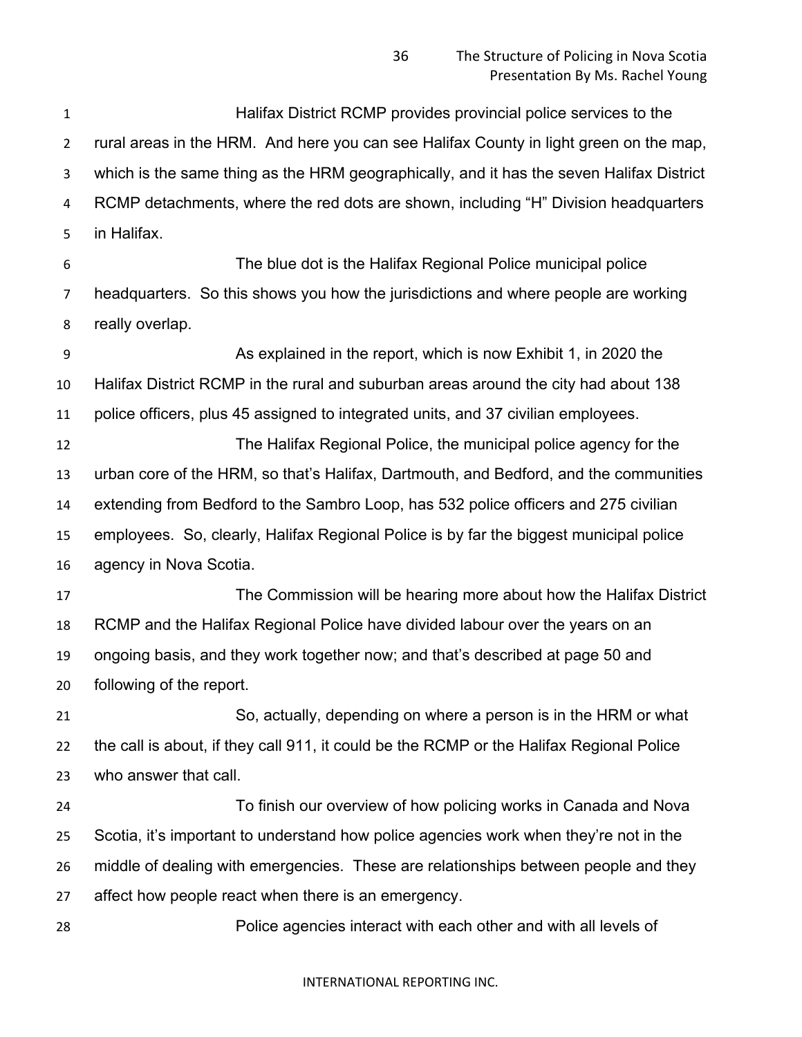Halifax District RCMP provides provincial police services to the rural areas in the HRM. And here you can see Halifax County in light green on the map, which is the same thing as the HRM geographically, and it has the seven Halifax District RCMP detachments, where the red dots are shown, including "H" Division headquarters in Halifax.

The blue dot is the Halifax Regional Police municipal police headquarters. So this shows you how the jurisdictions and where people are working really overlap.

As explained in the report, which is now Exhibit 1, in 2020 the Halifax District RCMP in the rural and suburban areas around the city had about 138 police officers, plus 45 assigned to integrated units, and 37 civilian employees.

The Halifax Regional Police, the municipal police agency for the urban core of the HRM, so that's Halifax, Dartmouth, and Bedford, and the communities extending from Bedford to the Sambro Loop, has 532 police officers and 275 civilian employees. So, clearly, Halifax Regional Police is by far the biggest municipal police agency in Nova Scotia.

The Commission will be hearing more about how the Halifax District RCMP and the Halifax Regional Police have divided labour over the years on an ongoing basis, and they work together now; and that's described at page 50 and following of the report.

So, actually, depending on where a person is in the HRM or what the call is about, if they call 911, it could be the RCMP or the Halifax Regional Police who answer that call.

To finish our overview of how policing works in Canada and Nova Scotia, it's important to understand how police agencies work when they're not in the middle of dealing with emergencies. These are relationships between people and they affect how people react when there is an emergency.

Police agencies interact with each other and with all levels of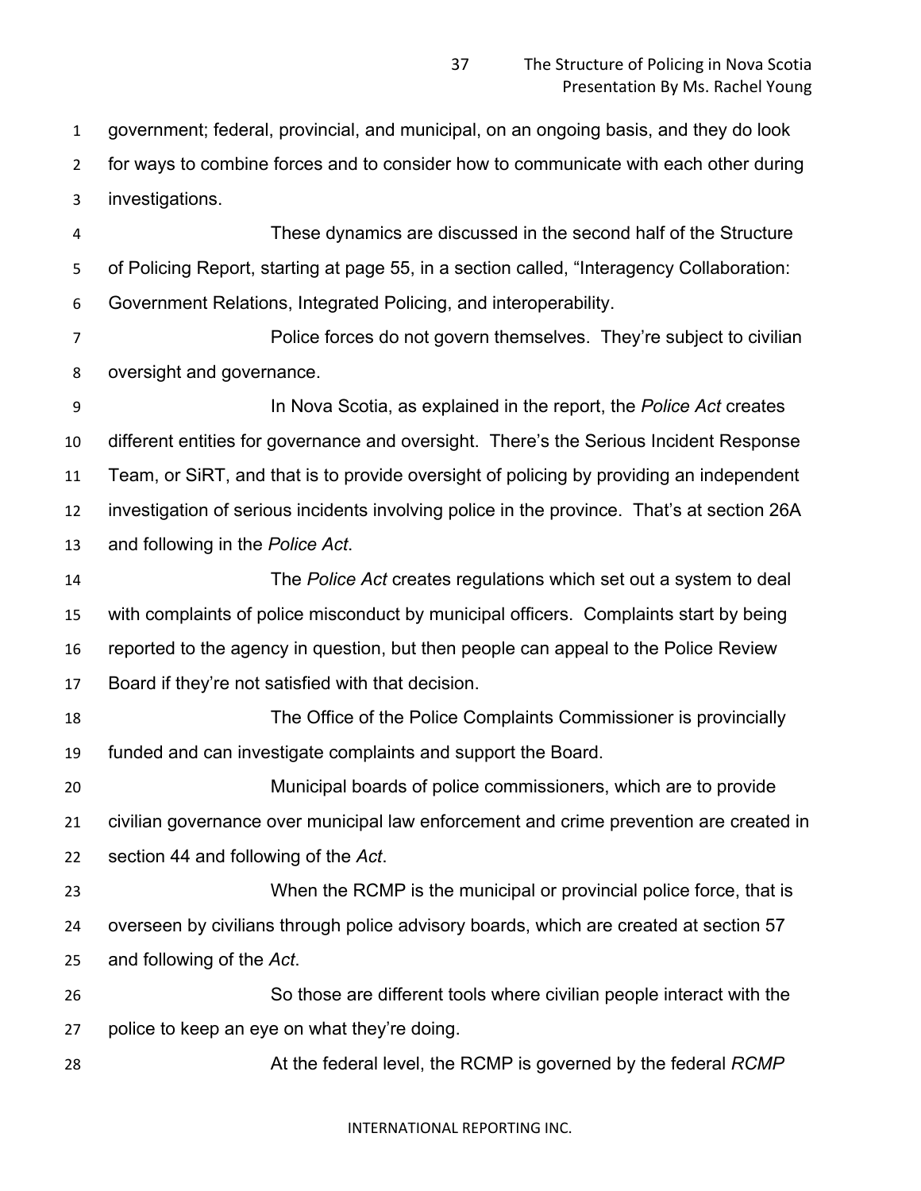government; federal, provincial, and municipal, on an ongoing basis, and they do look for ways to combine forces and to consider how to communicate with each other during investigations.

These dynamics are discussed in the second half of the Structure of Policing Report, starting at page 55, in a section called, "Interagency Collaboration: Government Relations, Integrated Policing, and interoperability.

Police forces do not govern themselves. They're subject to civilian oversight and governance.

In Nova Scotia, as explained in the report, the *Police Act* creates different entities for governance and oversight. There's the Serious Incident Response Team, or SiRT, and that is to provide oversight of policing by providing an independent investigation of serious incidents involving police in the province. That's at section 26A and following in the *Police Act*.

The *Police Act* creates regulations which set out a system to deal with complaints of police misconduct by municipal officers. Complaints start by being reported to the agency in question, but then people can appeal to the Police Review Board if they're not satisfied with that decision.

The Office of the Police Complaints Commissioner is provincially funded and can investigate complaints and support the Board.

Municipal boards of police commissioners, which are to provide civilian governance over municipal law enforcement and crime prevention are created in section 44 and following of the *Act*.

When the RCMP is the municipal or provincial police force, that is overseen by civilians through police advisory boards, which are created at section 57 and following of the *Act*.

So those are different tools where civilian people interact with the police to keep an eye on what they're doing.

At the federal level, the RCMP is governed by the federal *RCMP*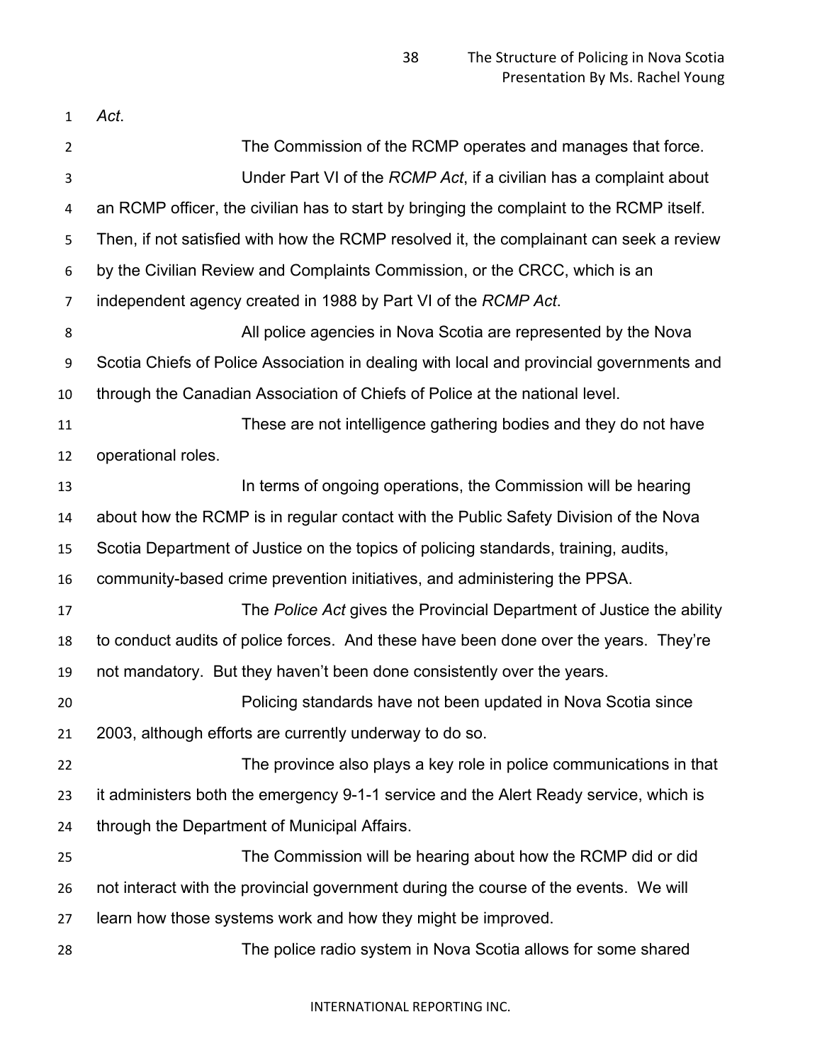*Act*.

The Commission of the RCMP operates and manages that force.

Under Part VI of the *RCMP Act*, if a civilian has a complaint about an RCMP officer, the civilian has to start by bringing the complaint to the RCMP itself. Then, if not satisfied with how the RCMP resolved it, the complainant can seek a review by the Civilian Review and Complaints Commission, or the CRCC, which is an independent agency created in 1988 by Part VI of the *RCMP Act*.

All police agencies in Nova Scotia are represented by the Nova Scotia Chiefs of Police Association in dealing with local and provincial governments and through the Canadian Association of Chiefs of Police at the national level.

These are not intelligence gathering bodies and they do not have operational roles.

In terms of ongoing operations, the Commission will be hearing about how the RCMP is in regular contact with the Public Safety Division of the Nova Scotia Department of Justice on the topics of policing standards, training, audits, community-based crime prevention initiatives, and administering the PPSA.

The *Police Act* gives the Provincial Department of Justice the ability to conduct audits of police forces. And these have been done over the years. They're not mandatory. But they haven't been done consistently over the years.

Policing standards have not been updated in Nova Scotia since 2003, although efforts are currently underway to do so.

The province also plays a key role in police communications in that it administers both the emergency 9-1-1 service and the Alert Ready service, which is through the Department of Municipal Affairs.

The Commission will be hearing about how the RCMP did or did not interact with the provincial government during the course of the events. We will learn how those systems work and how they might be improved.

The police radio system in Nova Scotia allows for some shared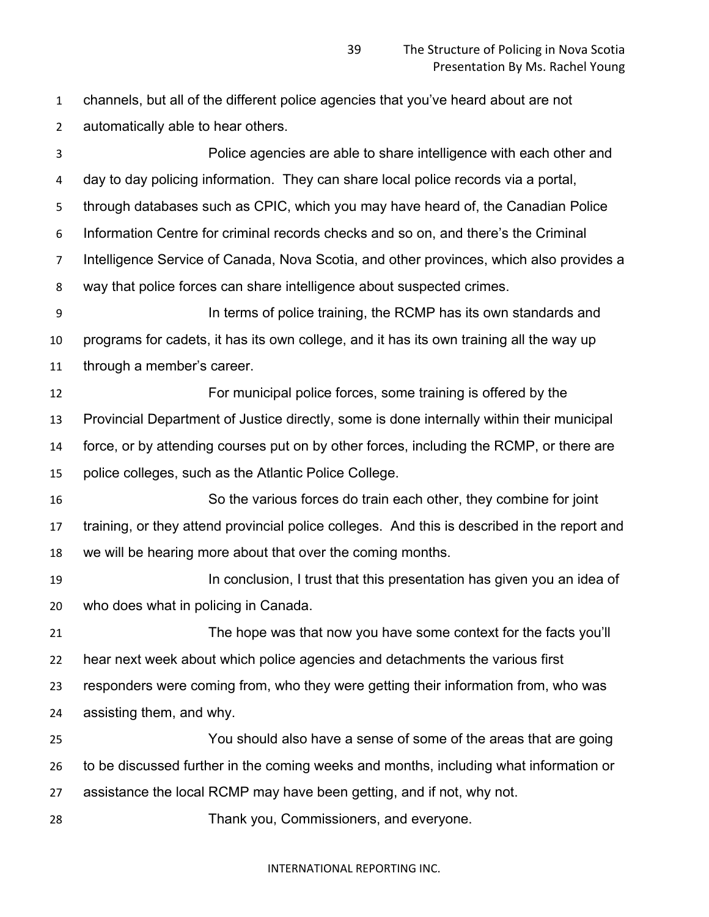channels, but all of the different police agencies that you've heard about are not automatically able to hear others.

Police agencies are able to share intelligence with each other and day to day policing information. They can share local police records via a portal, through databases such as CPIC, which you may have heard of, the Canadian Police Information Centre for criminal records checks and so on, and there's the Criminal Intelligence Service of Canada, Nova Scotia, and other provinces, which also provides a way that police forces can share intelligence about suspected crimes.

In terms of police training, the RCMP has its own standards and programs for cadets, it has its own college, and it has its own training all the way up through a member's career.

For municipal police forces, some training is offered by the Provincial Department of Justice directly, some is done internally within their municipal force, or by attending courses put on by other forces, including the RCMP, or there are police colleges, such as the Atlantic Police College.

So the various forces do train each other, they combine for joint training, or they attend provincial police colleges. And this is described in the report and we will be hearing more about that over the coming months.

In conclusion, I trust that this presentation has given you an idea of who does what in policing in Canada.

The hope was that now you have some context for the facts you'll hear next week about which police agencies and detachments the various first responders were coming from, who they were getting their information from, who was assisting them, and why.

You should also have a sense of some of the areas that are going to be discussed further in the coming weeks and months, including what information or assistance the local RCMP may have been getting, and if not, why not.

Thank you, Commissioners, and everyone.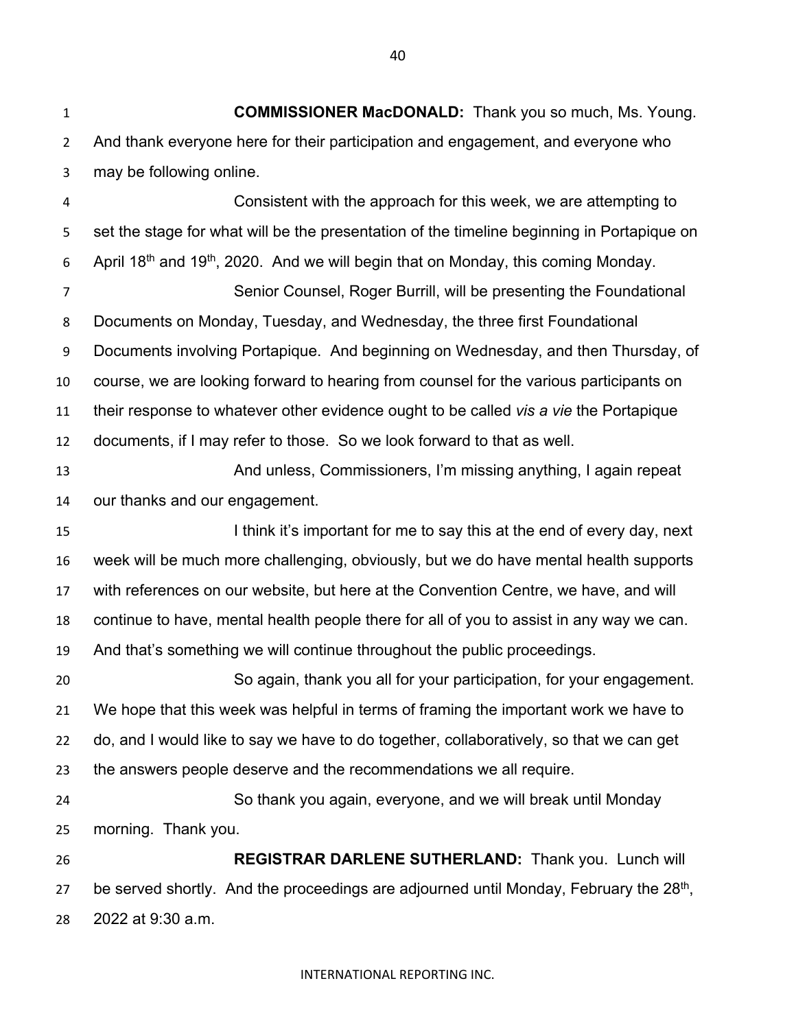**COMMISSIONER MacDONALD:** Thank you so much, Ms. Young. And thank everyone here for their participation and engagement, and everyone who may be following online.

Consistent with the approach for this week, we are attempting to set the stage for what will be the presentation of the timeline beginning in Portapique on April 18th and 19th, 2020. And we will begin that on Monday, this coming Monday.

Senior Counsel, Roger Burrill, will be presenting the Foundational Documents on Monday, Tuesday, and Wednesday, the three first Foundational Documents involving Portapique. And beginning on Wednesday, and then Thursday, of course, we are looking forward to hearing from counsel for the various participants on their response to whatever other evidence ought to be called *vis a vie* the Portapique documents, if I may refer to those. So we look forward to that as well.

And unless, Commissioners, I'm missing anything, I again repeat our thanks and our engagement.

I think it's important for me to say this at the end of every day, next week will be much more challenging, obviously, but we do have mental health supports with references on our website, but here at the Convention Centre, we have, and will continue to have, mental health people there for all of you to assist in any way we can. And that's something we will continue throughout the public proceedings.

So again, thank you all for your participation, for your engagement. We hope that this week was helpful in terms of framing the important work we have to do, and I would like to say we have to do together, collaboratively, so that we can get the answers people deserve and the recommendations we all require.

So thank you again, everyone, and we will break until Monday morning. Thank you.

**REGISTRAR DARLENE SUTHERLAND:** Thank you. Lunch will be served shortly. And the proceedings are adjourned until Monday, February the 28th, 2022 at 9:30 a.m.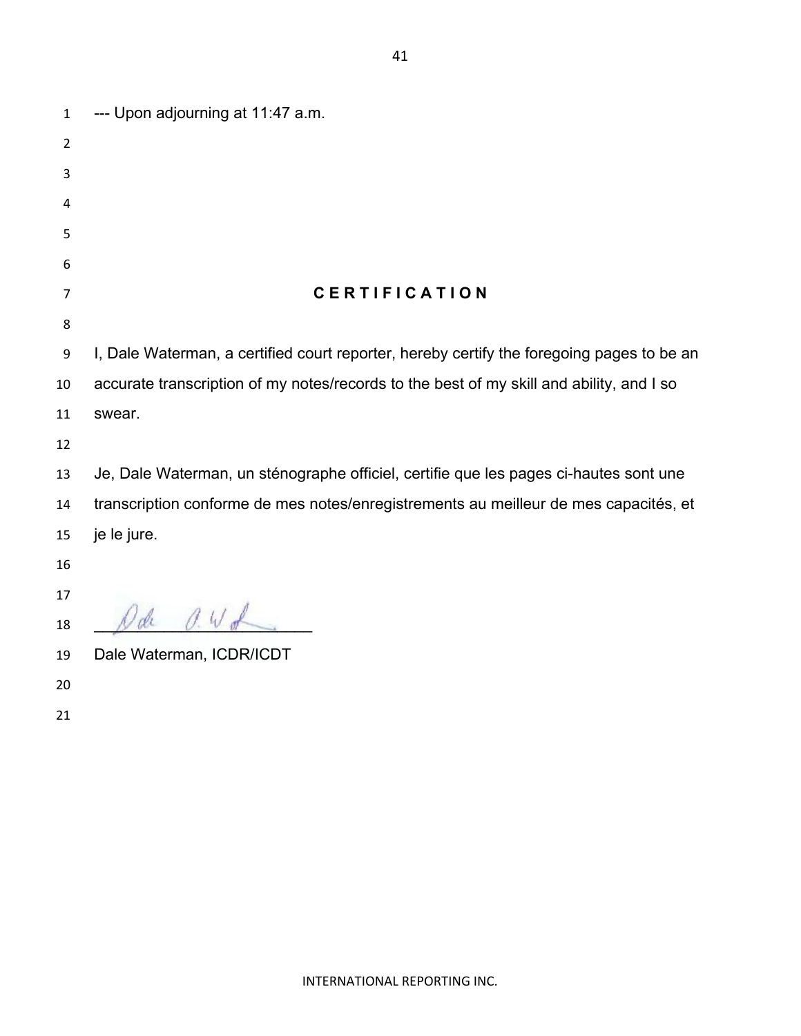--- Upon adjourning at 11:47 a.m.

**C E R T I F I C A T I O N**

I, Dale Waterman, a certified court reporter, hereby certify the foregoing pages to be an accurate transcription of my notes/records to the best of my skill and ability, and I so swear.

Je, Dale Waterman, un sténographe officiel, certifie que les pages ci-hautes sont une transcription conforme de mes notes/enregistrements au meilleur de mes capacités, et je le jure.

\_\_\_\_\_\_\_\_\_\_\_\_\_\_\_\_\_\_\_\_\_\_\_\_

Dale Waterman, ICDR/ICDT